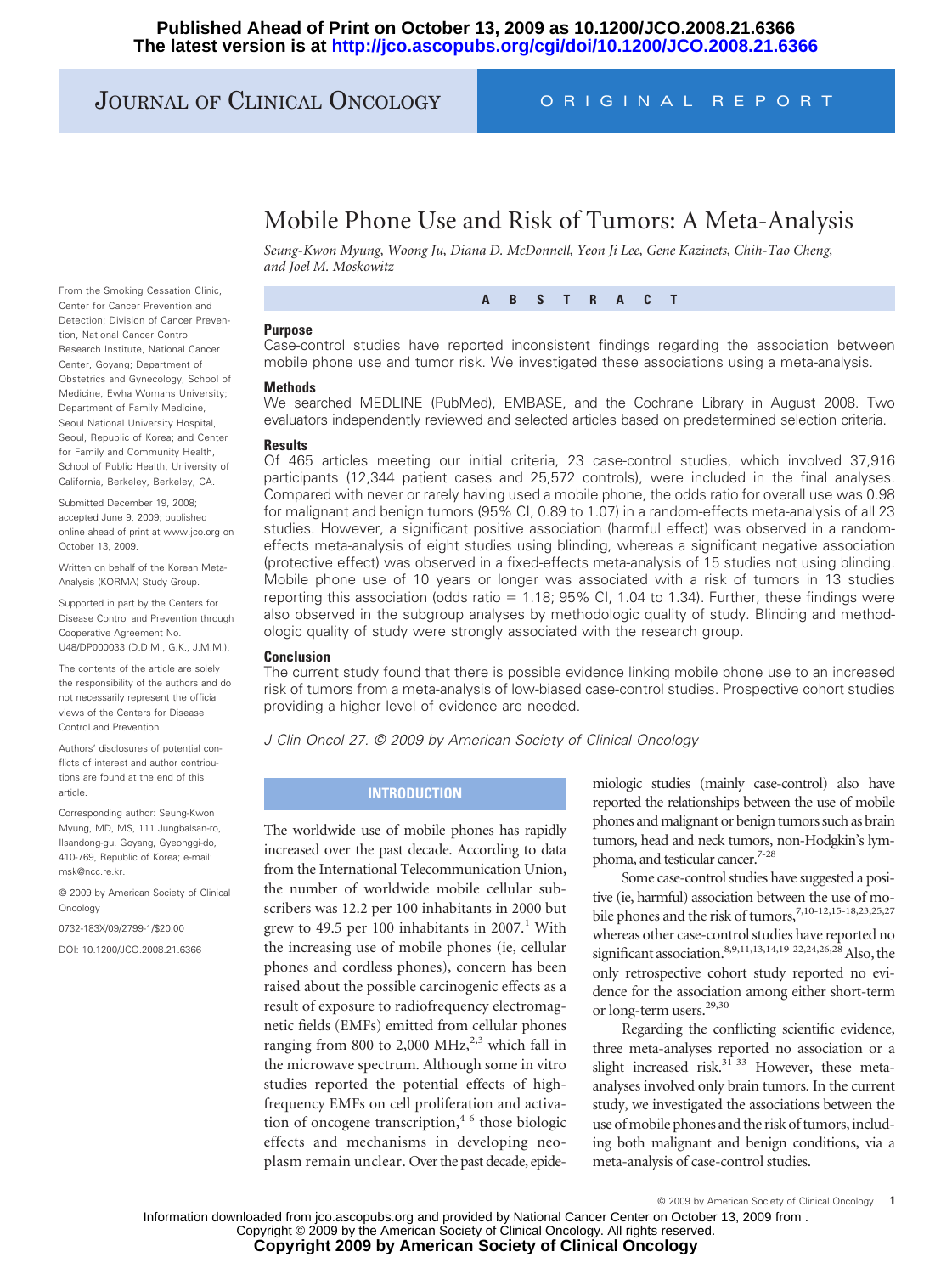# Mobile Phone Use and Risk of Tumors: A Meta-Analysis

*Seung-Kwon Myung, Woong Ju, Diana D. McDonnell, Yeon Ji Lee, Gene Kazinets, Chih-Tao Cheng, and Joel M. Moskowitz*

From the Smoking Cessation Clinic, Center for Cancer Prevention and Detection; Division of Cancer Prevention, National Cancer Control Research Institute, National Cancer Center, Goyang; Department of Obstetrics and Gynecology, School of Medicine, Ewha Womans University; Department of Family Medicine, Seoul National University Hospital, Seoul, Republic of Korea; and Center for Family and Community Health, School of Public Health, University of California, Berkeley, Berkeley, CA.

Submitted December 19, 2008; accepted June 9, 2009; published online ahead of print at www.jco.org on October 13, 2009.

Written on behalf of the Korean Meta-Analysis (KORMA) Study Group.

Supported in part by the Centers for Disease Control and Prevention through Cooperative Agreement No. U48/DP000033 (D.D.M., G.K., J.M.M.).

The contents of the article are solely the responsibility of the authors and do not necessarily represent the official views of the Centers for Disease Control and Prevention.

Authors' disclosures of potential conflicts of interest and author contributions are found at the end of this article.

Corresponding author: Seung-Kwon Myung, MD, MS, 111 Jungbalsan-ro, Ilsandong-gu, Goyang, Gyeonggi-do, 410-769, Republic of Korea; e-mail: msk@ncc.re.kr.

© 2009 by American Society of Clinical Oncology

0732-183X/09/2799-1/$20.00

DOI: 10.1200/JCO.2008.21.6366

## ABSTRACT

### Purpose

Case-control studies have reported inconsistent findings regarding the association between mobile phone use and tumor risk. We investigated these associations using a meta-analysis.

### Methods

We searched MEDLINE (PubMed), EMBASE, and the Cochrane Library in August 2008. Two evaluators independently reviewed and selected articles based on predetermined selection criteria.

### Results

Of 465 articles meeting our initial criteria, 23 case-control studies, which involved 37,916 participants (12,344 patient cases and 25,572 controls), were included in the final analyses. Compared with never or rarely having used a mobile phone, the odds ratio for overall use was 0.98 for malignant and benign tumors (95% CI, 0.89 to 1.07) in a random-effects meta-analysis of all 23 studies. However, a significant positive association (harmful effect) was observed in a random-effects meta-analysis of eight studies using blinding, whereas a significant negative association (protective effect) was observed in a fixed-effects meta-analysis of 15 studies not using blinding. Mobile phone use of 10 years or longer was associated with a risk of tumors in 13 studies reporting this association (odds ratio = 1.18; 95% CI, 1.04 to 1.34). Further, these findings were also observed in the subgroup analyses by methodologic quality of study. Blinding and methodologic quality of study were strongly associated with the research group.

### Conclusion

The current study found that there is possible evidence linking mobile phone use to an increased risk of tumors from a meta-analysis of low-biased case-control studies. Prospective cohort studies providing a higher level of evidence are needed.

*J Clin Oncol 27. © 2009 by American Society of Clinical Oncology*

## INTRODUCTION

The worldwide use of mobile phones has rapidly increased over the past decade. According to data from the International Telecommunication Union, the number of worldwide mobile cellular subscribers was 12.2 per 100 inhabitants in 2000 but grew to 49.5 per 100 inhabitants in 2007.[1] With the increasing use of mobile phones (ie, cellular phones and cordless phones), concern has been raised about the possible carcinogenic effects as a result of exposure to radiofrequency electromagnetic fields (EMFs) emitted from cellular phones ranging from 800 to 2,000 MHz,[2,3] which fall in the microwave spectrum. Although some in vitro studies reported the potential effects of high-frequency EMFs on cell proliferation and activation of oncogene transcription,[4-6] those biologic effects and mechanisms in developing neoplasm remain unclear. Over the past decade, epidemiologic studies (mainly case-control) also have reported the relationships between the use of mobile phones and malignant or benign tumors such as brain tumors, head and neck tumors, non-Hodgkin's lymphoma, and testicular cancer.[7-28]

Some case-control studies have suggested a positive (ie, harmful) association between the use of mobile phones and the risk of tumors,[7,10-12,15-18,23,25,27] whereas other case-control studies have reported no significant association.[8,9,11,13,14,19-22,24,26,28] Also, the only retrospective cohort study reported no evidence for the association among either short-term or long-term users.[29,30]

Regarding the conflicting scientific evidence, three meta-analyses reported no association or a slight increased risk.[31-33] However, these meta-analyses involved only brain tumors. In the current study, we investigated the associations between the use of mobile phones and the risk of tumors, including both malignant and benign conditions, via a meta-analysis of case-control studies.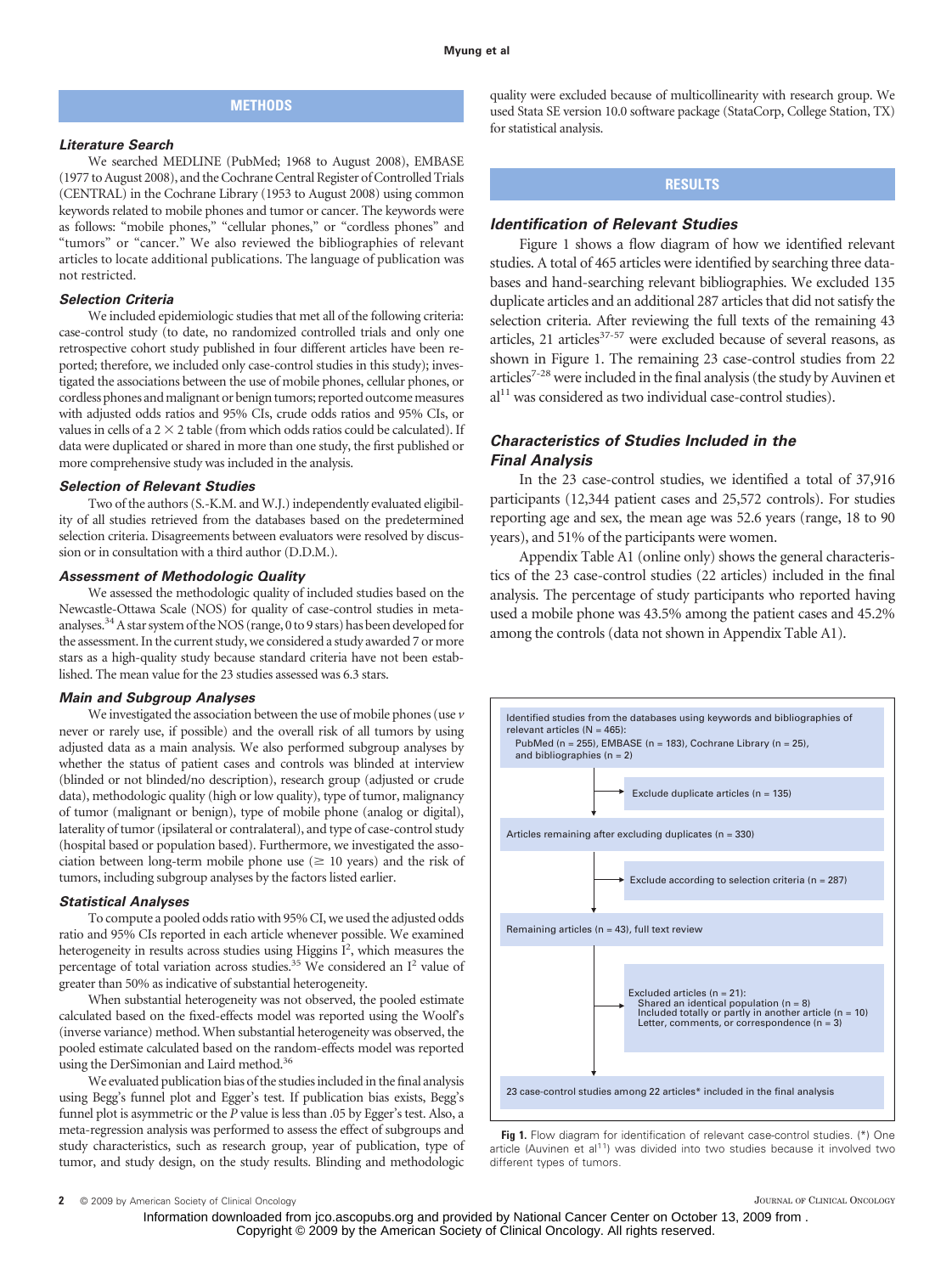## METHODS

### Literature Search

We searched MEDLINE (PubMed; 1968 to August 2008), EMBASE (1977 to August 2008), and the Cochrane Central Register of Controlled Trials (CENTRAL) in the Cochrane Library (1953 to August 2008) using common keywords related to mobile phones and tumor or cancer. The keywords were as follows: "mobile phones," "cellular phones," or "cordless phones" and "tumors" or "cancer." We also reviewed the bibliographies of relevant articles to locate additional publications. The language of publication was not restricted.

### Selection Criteria

We included epidemiologic studies that met all of the following criteria: case-control study (to date, no randomized controlled trials and only one retrospective cohort study published in four different articles have been reported; therefore, we included only case-control studies in this study); investigated the associations between the use of mobile phones, cellular phones, or cordless phones and malignant or benign tumors; reported outcome measures with adjusted odds ratios and 95% CIs, crude odds ratios and 95% CIs, or values in cells of a $2 \times 2$ table (from which odds ratios could be calculated). If data were duplicated or shared in more than one study, the first published or more comprehensive study was included in the analysis.

### Selection of Relevant Studies

Two of the authors (S.-K.M. and W.J.) independently evaluated eligibility of all studies retrieved from the databases based on the predetermined selection criteria. Disagreements between evaluators were resolved by discussion or in consultation with a third author (D.D.M.).

### Assessment of Methodologic Quality

We assessed the methodologic quality of included studies based on the Newcastle-Ottawa Scale (NOS) for quality of case-control studies in meta-analyses.[34] A star system of the NOS (range, 0 to 9 stars) has been developed for the assessment. In the current study, we considered a study awarded 7 or more stars as a high-quality study because standard criteria have not been established. The mean value for the 23 studies assessed was 6.3 stars.

### Main and Subgroup Analyses

We investigated the association between the use of mobile phones (use *v* never or rarely use, if possible) and the overall risk of all tumors by using adjusted data as a main analysis. We also performed subgroup analyses by whether the status of patient cases and controls was blinded at interview (blinded or not blinded/no description), research group (adjusted or crude data), methodologic quality (high or low quality), type of tumor, malignancy of tumor (malignant or benign), type of mobile phone (analog or digital), laterality of tumor (ipsilateral or contralateral), and type of case-control study (hospital based or population based). Furthermore, we investigated the association between long-term mobile phone use ($\geq$ 10 years) and the risk of tumors, including subgroup analyses by the factors listed earlier.

### Statistical Analyses

To compute a pooled odds ratio with 95% CI, we used the adjusted odds ratio and 95% CIs reported in each article whenever possible. We examined heterogeneity in results across studies using Higgins $I^2$, which measures the percentage of total variation across studies.[35] We considered an $I^2$ value of greater than 50% as indicative of substantial heterogeneity.

When substantial heterogeneity was not observed, the pooled estimate calculated based on the fixed-effects model was reported using the Woolf's (inverse variance) method. When substantial heterogeneity was observed, the pooled estimate calculated based on the random-effects model was reported using the DerSimonian and Laird method.[36]

We evaluated publication bias of the studies included in the final analysis using Begg's funnel plot and Egger's test. If publication bias exists, Begg's funnel plot is asymmetric or the *P* value is less than .05 by Egger's test. Also, a meta-regression analysis was performed to assess the effect of subgroups and study characteristics, such as research group, year of publication, type of tumor, and study design, on the study results. Blinding and methodologic quality were excluded because of multicollinearity with research group. We used Stata SE version 10.0 software package (StataCorp, College Station, TX) for statistical analysis.

## RESULTS

### Identification of Relevant Studies

Figure 1 shows a flow diagram of how we identified relevant studies. A total of 465 articles were identified by searching three databases and hand-searching relevant bibliographies. We excluded 135 duplicate articles and an additional 287 articles that did not satisfy the selection criteria. After reviewing the full texts of the remaining 43 articles, 21 articles[37-57] were excluded because of several reasons, as shown in Figure 1. The remaining 23 case-control studies from 22 articles[7-28] were included in the final analysis (the study by Auvinen et al[11] was considered as two individual case-control studies).

### Characteristics of Studies Included in the Final Analysis

In the 23 case-control studies, we identified a total of 37,916 participants (12,344 patient cases and 25,572 controls). For studies reporting age and sex, the mean age was 52.6 years (range, 18 to 90 years), and 51% of the participants were women.

Appendix Table A1 (online only) shows the general characteristics of the 23 case-control studies (22 articles) included in the final analysis. The percentage of study participants who reported having used a mobile phone was 43.5% among the patient cases and 45.2% among the controls (data not shown in Appendix Table A1).

Identified studies from the databases using keywords and bibliographies of relevant articles (N = 465):
PubMed (n = 255), EMBASE (n = 183), Cochrane Library (n = 25), and bibliographies (n = 2)

→ Exclude duplicate articles (n = 135)

Articles remaining after excluding duplicates (n = 330)

→ Exclude according to selection criteria (n = 287)

Remaining articles (n = 43), full text review

→ Excluded articles (n = 21):
- Shared an identical population (n = 8)
- Included totally or partly in another article (n = 10)
- Letter, comments, or correspondence (n = 3)

23 case-control studies among 22 articles* included in the final analysis

**Fig 1.** Flow diagram for identification of relevant case-control studies. (*) One article (Auvinen et al[11]) was divided into two studies because it involved two different types of tumors.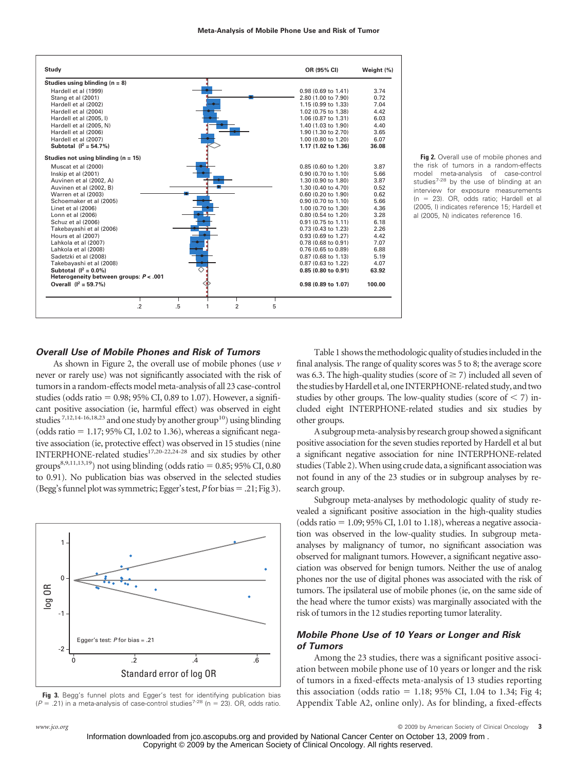| Study | OR (95% CI) | Weight (%) |
|---|---|---|
| **Studies using blinding (n = 8)** | | |
| Hardell et al (1999) | 0.98 (0.69 to 1.41) | 3.74 |
| Stang et al (2001) | 2.80 (1.00 to 7.90) | 0.72 |
| Hardell et al (2002) | 1.15 (0.99 to 1.33) | 7.04 |
| Hardell et al (2004) | 1.02 (0.75 to 1.38) | 4.42 |
| Hardell et al (2005, I) | 1.06 (0.87 to 1.31) | 6.03 |
| Hardell et al (2005, N) | 1.40 (1.03 to 1.90) | 4.40 |
| Hardell et al (2006) | 1.90 (1.30 to 2.70) | 3.65 |
| Hardell et al (2007) | 1.00 (0.80 to 1.20) | 6.07 |
| **Subtotal ($I^2$ = 54.7%)** | **1.17 (1.02 to 1.36)** | **36.08** |
| **Studies not using blinding (n = 15)** | | |
| Muscat et al (2000) | 0.85 (0.60 to 1.20) | 3.87 |
| Inskip et al (2001) | 0.90 (0.70 to 1.10) | 5.66 |
| Auvinen et al (2002, A) | 1.30 (0.90 to 1.80) | 3.87 |
| Auvinen et al (2002, B) | 1.30 (0.40 to 4.70) | 0.52 |
| Warren et al (2003) | 0.60 (0.20 to 1.90) | 0.62 |
| Schoemaker et al (2005) | 0.90 (0.70 to 1.10) | 5.66 |
| Linet et al (2006) | 1.00 (0.70 to 1.30) | 4.36 |
| Lonn et al (2006) | 0.80 (0.54 to 1.20) | 3.28 |
| Schuz et al (2006) | 0.91 (0.75 to 1.11) | 6.18 |
| Takebayashi et al (2006) | 0.73 (0.43 to 1.23) | 2.26 |
| Hours et al (2007) | 0.93 (0.69 to 1.27) | 4.42 |
| Lahkola et al (2007) | 0.78 (0.68 to 0.91) | 7.07 |
| Lahkola et al (2008) | 0.76 (0.65 to 0.89) | 6.88 |
| Sadetzki et al (2008) | 0.87 (0.68 to 1.13) | 5.19 |
| Takebayashi et al (2008) | 0.87 (0.63 to 1.22) | 4.07 |
| **Subtotal ($I^2$ = 0.0%)** | **0.85 (0.80 to 0.91)** | **63.92** |
| **Heterogeneity between groups: *P* < .001** | | |
| **Overall ($I^2$ = 59.7%)** | **0.98 (0.89 to 1.07)** | **100.00** |

**Fig 2.** Overall use of mobile phones and the risk of tumors in a random-effects model meta-analysis of case-control studies[7-28] by the use of blinding at an interview for exposure measurements (n = 23). OR, odds ratio; Hardell et al (2005, I) indicates reference 15; Hardell et al (2005, N) indicates reference 16.

**Fig 3.** Begg's funnel plots and Egger's test for identifying publication bias (*P* = .21) in a meta-analysis of case-control studies[7-28] (n = 23). OR, odds ratio.

### *Overall Use of Mobile Phones and Risk of Tumors*

As shown in Figure 2, the overall use of mobile phones (use *v* never or rarely use) was not significantly associated with the risk of tumors in a random-effects model meta-analysis of all 23 case-control studies (odds ratio = 0.98; 95% CI, 0.89 to 1.07). However, a significant positive association (ie, harmful effect) was observed in eight studies[7,12,14-16,18,23] and one study by another group[10]) using blinding (odds ratio = 1.17; 95% CI, 1.02 to 1.36), whereas a significant negative association (ie, protective effect) was observed in 15 studies (nine INTERPHONE-related studies[17,20-22,24-28] and six studies by other groups[8,9,11,13,19]) not using blinding (odds ratio = 0.85; 95% CI, 0.80 to 0.91). No publication bias was observed in the selected studies (Begg's funnel plot was symmetric; Egger's test, *P* for bias = .21; Fig 3).

Table 1 shows the methodologic quality of studies included in the final analysis. The range of quality scores was 5 to 8; the average score was 6.3. The high-quality studies (score of ≥ 7) included all seven of the studies by Hardell et al, one INTERPHONE-related study, and two studies by other groups. The low-quality studies (score of < 7) included eight INTERPHONE-related studies and six studies by other groups.

A subgroup meta-analysis by research group showed a significant positive association for the seven studies reported by Hardell et al but a significant negative association for nine INTERPHONE-related studies (Table 2). When using crude data, a significant association was not found in any of the 23 studies or in subgroup analyses by research group.

Subgroup meta-analyses by methodologic quality of study revealed a significant positive association in the high-quality studies (odds ratio = 1.09; 95% CI, 1.01 to 1.18), whereas a negative association was observed in the low-quality studies. In subgroup meta-analyses by malignancy of tumor, no significant association was observed for malignant tumors. However, a significant negative association was observed for benign tumors. Neither the use of analog phones nor the use of digital phones was associated with the risk of tumors. The ipsilateral use of mobile phones (ie, on the same side of the head where the tumor exists) was marginally associated with the risk of tumors in the 12 studies reporting tumor laterality.

### *Mobile Phone Use of 10 Years or Longer and Risk of Tumors*

Among the 23 studies, there was a significant positive association between mobile phone use of 10 years or longer and the risk of tumors in a fixed-effects meta-analysis of 13 studies reporting this association (odds ratio = 1.18; 95% CI, 1.04 to 1.34; Fig 4; Appendix Table A2, online only). As for blinding, a fixed-effects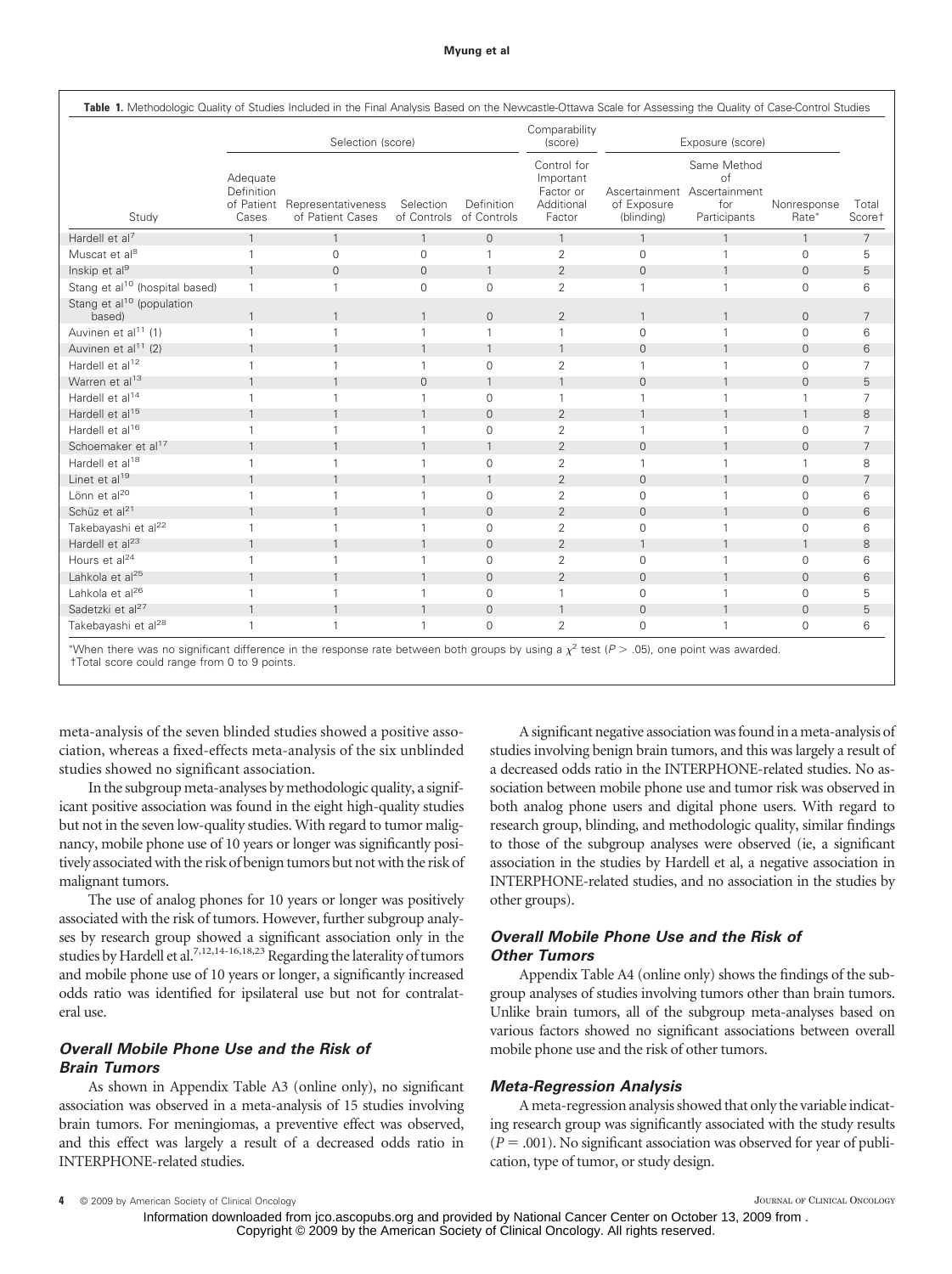**Table 1.** Methodologic Quality of Studies Included in the Final Analysis Based on the Newcastle-Ottawa Scale for Assessing the Quality of Case-Control Studies

| Study | Selection (score) | | | | Comparability (score) | Exposure (score) | | | |
|---|---|---|---|---|---|---|---|---|---|
| | Adequate Definition of Patient Cases | Representativeness of Patient Cases | Selection of Controls | Definition of Controls | Control for Important Factor or Additional Factor | Ascertainment of Exposure (blinding) | Same Method of Ascertainment for Participants | Nonresponse Rate* | Total Score† |
| Hardell et al[7] | 1 | 1 | 1 | 0 | 1 | 1 | 1 | 1 | 7 |
| Muscat et al[8] | 1 | 0 | 0 | 1 | 2 | 0 | 1 | 0 | 5 |
| Inskip et al[9] | 1 | 0 | 0 | 1 | 2 | 0 | 1 | 0 | 5 |
| Stang et al[10] (hospital based) | 1 | 1 | 0 | 0 | 2 | 1 | 1 | 0 | 6 |
| Stang et al[10] (population based) | 1 | 1 | 1 | 0 | 2 | 1 | 1 | 0 | 7 |
| Auvinen et al[11] (1) | 1 | 1 | 1 | 1 | 1 | 0 | 1 | 0 | 6 |
| Auvinen et al[11] (2) | 1 | 1 | 1 | 1 | 1 | 0 | 1 | 0 | 6 |
| Hardell et al[12] | 1 | 1 | 1 | 0 | 2 | 1 | 1 | 0 | 7 |
| Warren et al[13] | 1 | 1 | 0 | 1 | 1 | 0 | 1 | 0 | 5 |
| Hardell et al[14] | 1 | 1 | 1 | 0 | 1 | 1 | 1 | 1 | 7 |
| Hardell et al[15] | 1 | 1 | 1 | 0 | 2 | 1 | 1 | 1 | 8 |
| Hardell et al[16] | 1 | 1 | 1 | 0 | 2 | 1 | 1 | 0 | 7 |
| Schoemaker et al[17] | 1 | 1 | 1 | 1 | 2 | 0 | 1 | 0 | 7 |
| Hardell et al[18] | 1 | 1 | 1 | 0 | 2 | 1 | 1 | 1 | 8 |
| Linet et al[19] | 1 | 1 | 1 | 1 | 2 | 0 | 1 | 0 | 7 |
| Lönn et al[20] | 1 | 1 | 1 | 0 | 2 | 0 | 1 | 0 | 6 |
| Schüz et al[21] | 1 | 1 | 1 | 0 | 2 | 0 | 1 | 0 | 6 |
| Takebayashi et al[22] | 1 | 1 | 1 | 0 | 2 | 0 | 1 | 0 | 6 |
| Hardell et al[23] | 1 | 1 | 1 | 0 | 2 | 1 | 1 | 1 | 8 |
| Hours et al[24] | 1 | 1 | 1 | 0 | 2 | 0 | 1 | 0 | 6 |
| Lahkola et al[25] | 1 | 1 | 1 | 0 | 2 | 0 | 1 | 0 | 6 |
| Lahkola et al[26] | 1 | 1 | 1 | 0 | 1 | 0 | 1 | 0 | 5 |
| Sadetzki et al[27] | 1 | 1 | 1 | 0 | 1 | 0 | 1 | 0 | 5 |
| Takebayashi et al[28] | 1 | 1 | 1 | 0 | 2 | 0 | 1 | 0 | 6 |

*When there was no significant difference in the response rate between both groups by using a $\chi^2$ test ($P > .05$), one point was awarded.
†Total score could range from 0 to 9 points.

meta-analysis of the seven blinded studies showed a positive association, whereas a fixed-effects meta-analysis of the six unblinded studies showed no significant association.

In the subgroup meta-analyses by methodologic quality, a significant positive association was found in the eight high-quality studies but not in the seven low-quality studies. With regard to tumor malignancy, mobile phone use of 10 years or longer was significantly positively associated with the risk of benign tumors but not with the risk of malignant tumors.

The use of analog phones for 10 years or longer was positively associated with the risk of tumors. However, further subgroup analyses by research group showed a significant association only in the studies by Hardell et al.[7,12,14-16,18,23] Regarding the laterality of tumors and mobile phone use of 10 years or longer, a significantly increased odds ratio was identified for ipsilateral use but not for contralateral use.

### *Overall Mobile Phone Use and the Risk of Brain Tumors*

As shown in Appendix Table A3 (online only), no significant association was observed in a meta-analysis of 15 studies involving brain tumors. For meningiomas, a preventive effect was observed, and this effect was largely a result of a decreased odds ratio in INTERPHONE-related studies.

A significant negative association was found in a meta-analysis of studies involving benign brain tumors, and this was largely a result of a decreased odds ratio in the INTERPHONE-related studies. No association between mobile phone use and tumor risk was observed in both analog phone users and digital phone users. With regard to research group, blinding, and methodologic quality, similar findings to those of the subgroup analyses were observed (ie, a significant association in the studies by Hardell et al, a negative association in INTERPHONE-related studies, and no association in the studies by other groups).

### *Overall Mobile Phone Use and the Risk of Other Tumors*

Appendix Table A4 (online only) shows the findings of the subgroup analyses of studies involving tumors other than brain tumors. Unlike brain tumors, all of the subgroup meta-analyses based on various factors showed no significant associations between overall mobile phone use and the risk of other tumors.

### *Meta-Regression Analysis*

A meta-regression analysis showed that only the variable indicating research group was significantly associated with the study results ($P = .001$). No significant association was observed for year of publication, type of tumor, or study design.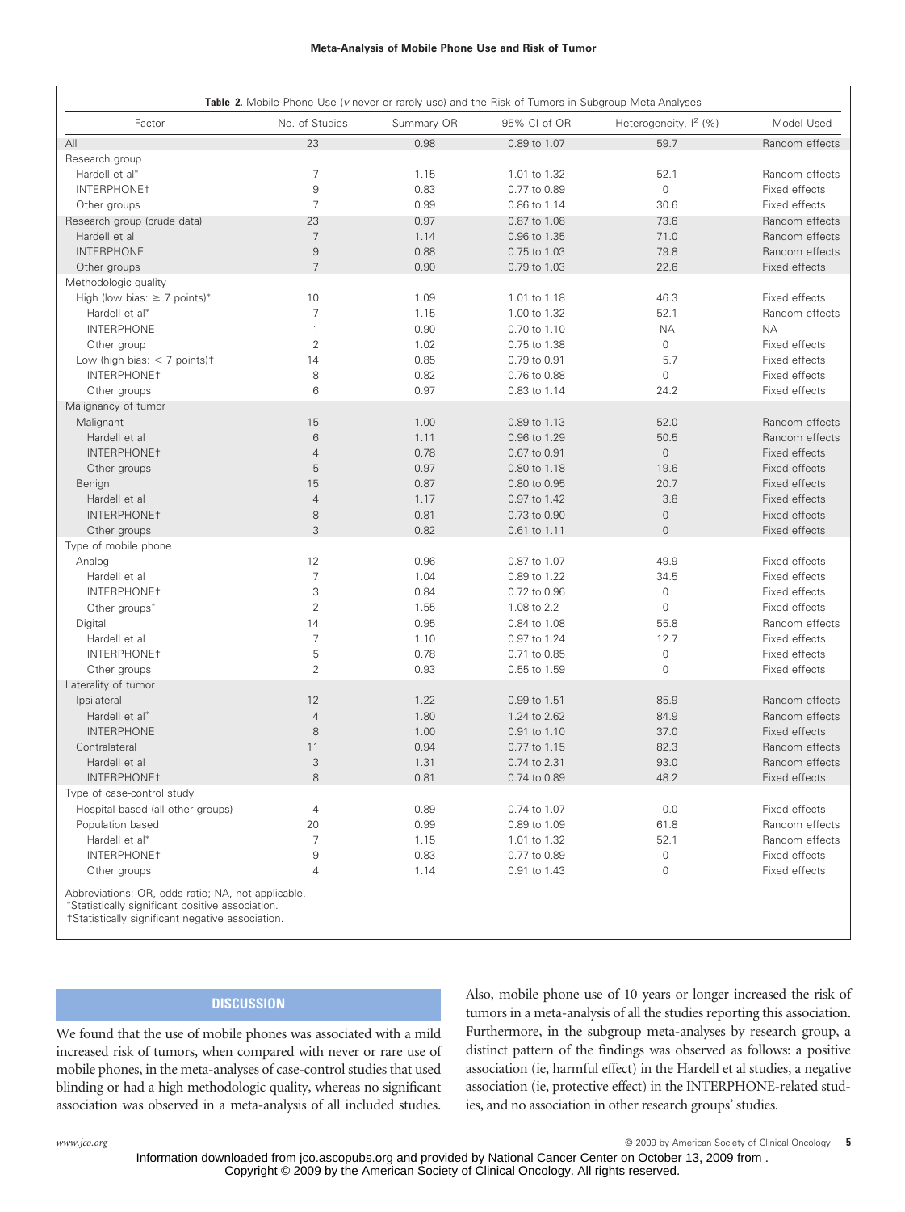**Table 2.** Mobile Phone Use (*v* never or rarely use) and the Risk of Tumors in Subgroup Meta-Analyses

| Factor | No. of Studies | Summary OR | 95% CI of OR | Heterogeneity, $I^2$ (%) | Model Used |
|---|---|---|---|---|---|
| All | 23 | 0.98 | 0.89 to 1.07 | 59.7 | Random effects |
| Research group | | | | | |
| Hardell et al* | 7 | 1.15 | 1.01 to 1.32 | 52.1 | Random effects |
| INTERPHONE† | 9 | 0.83 | 0.77 to 0.89 | 0 | Fixed effects |
| Other groups | 7 | 0.99 | 0.86 to 1.14 | 30.6 | Fixed effects |
| Research group (crude data) | 23 | 0.97 | 0.87 to 1.08 | 73.6 | Random effects |
| Hardell et al | 7 | 1.14 | 0.96 to 1.35 | 71.0 | Random effects |
| INTERPHONE | 9 | 0.88 | 0.75 to 1.03 | 79.8 | Random effects |
| Other groups | 7 | 0.90 | 0.79 to 1.03 | 22.6 | Fixed effects |
| Methodologic quality | | | | | |
| High (low bias: ≥ 7 points)* | 10 | 1.09 | 1.01 to 1.18 | 46.3 | Fixed effects |
| Hardell et al* | 7 | 1.15 | 1.00 to 1.32 | 52.1 | Random effects |
| INTERPHONE | 1 | 0.90 | 0.70 to 1.10 | NA | NA |
| Other group | 2 | 1.02 | 0.75 to 1.38 | 0 | Fixed effects |
| Low (high bias: < 7 points)† | 14 | 0.85 | 0.79 to 0.91 | 5.7 | Fixed effects |
| INTERPHONE† | 8 | 0.82 | 0.76 to 0.88 | 0 | Fixed effects |
| Other groups | 6 | 0.97 | 0.83 to 1.14 | 24.2 | Fixed effects |
| Malignancy of tumor | | | | | |
| Malignant | 15 | 1.00 | 0.89 to 1.13 | 52.0 | Random effects |
| Hardell et al | 6 | 1.11 | 0.96 to 1.29 | 50.5 | Random effects |
| INTERPHONE† | 4 | 0.78 | 0.67 to 0.91 | 0 | Fixed effects |
| Other groups | 5 | 0.97 | 0.80 to 1.18 | 19.6 | Fixed effects |
| Benign | 15 | 0.87 | 0.80 to 0.95 | 20.7 | Fixed effects |
| Hardell et al | 4 | 1.17 | 0.97 to 1.42 | 3.8 | Fixed effects |
| INTERPHONE† | 8 | 0.81 | 0.73 to 0.90 | 0 | Fixed effects |
| Other groups | 3 | 0.82 | 0.61 to 1.11 | 0 | Fixed effects |
| Type of mobile phone | | | | | |
| Analog | 12 | 0.96 | 0.87 to 1.07 | 49.9 | Fixed effects |
| Hardell et al | 7 | 1.04 | 0.89 to 1.22 | 34.5 | Fixed effects |
| INTERPHONE† | 3 | 0.84 | 0.72 to 0.96 | 0 | Fixed effects |
| Other groups* | 2 | 1.55 | 1.08 to 2.2 | 0 | Fixed effects |
| Digital | 14 | 0.95 | 0.84 to 1.08 | 55.8 | Random effects |
| Hardell et al | 7 | 1.10 | 0.97 to 1.24 | 12.7 | Fixed effects |
| INTERPHONE† | 5 | 0.78 | 0.71 to 0.85 | 0 | Fixed effects |
| Other groups | 2 | 0.93 | 0.55 to 1.59 | 0 | Fixed effects |
| Laterality of tumor | | | | | |
| Ipsilateral | 12 | 1.22 | 0.99 to 1.51 | 85.9 | Random effects |
| Hardell et al* | 4 | 1.80 | 1.24 to 2.62 | 84.9 | Random effects |
| INTERPHONE | 8 | 1.00 | 0.91 to 1.10 | 37.0 | Fixed effects |
| Contralateral | 11 | 0.94 | 0.77 to 1.15 | 82.3 | Random effects |
| Hardell et al | 3 | 1.31 | 0.74 to 2.31 | 93.0 | Random effects |
| INTERPHONE† | 8 | 0.81 | 0.74 to 0.89 | 48.2 | Fixed effects |
| Type of case-control study | | | | | |
| Hospital based (all other groups) | 4 | 0.89 | 0.74 to 1.07 | 0.0 | Fixed effects |
| Population based | 20 | 0.99 | 0.89 to 1.09 | 61.8 | Random effects |
| Hardell et al* | 7 | 1.15 | 1.01 to 1.32 | 52.1 | Random effects |
| INTERPHONE† | 9 | 0.83 | 0.77 to 0.89 | 0 | Fixed effects |
| Other groups | 4 | 1.14 | 0.91 to 1.43 | 0 | Fixed effects |

Abbreviations: OR, odds ratio; NA, not applicable.
*Statistically significant positive association.
†Statistically significant negative association.

## DISCUSSION

We found that the use of mobile phones was associated with a mild increased risk of tumors, when compared with never or rare use of mobile phones, in the meta-analyses of case-control studies that used blinding or had a high methodologic quality, whereas no significant association was observed in a meta-analysis of all included studies. Also, mobile phone use of 10 years or longer increased the risk of tumors in a meta-analysis of all the studies reporting this association. Furthermore, in the subgroup meta-analyses by research group, a distinct pattern of the findings was observed as follows: a positive association (ie, harmful effect) in the Hardell et al studies, a negative association (ie, protective effect) in the INTERPHONE-related studies, and no association in other research groups' studies.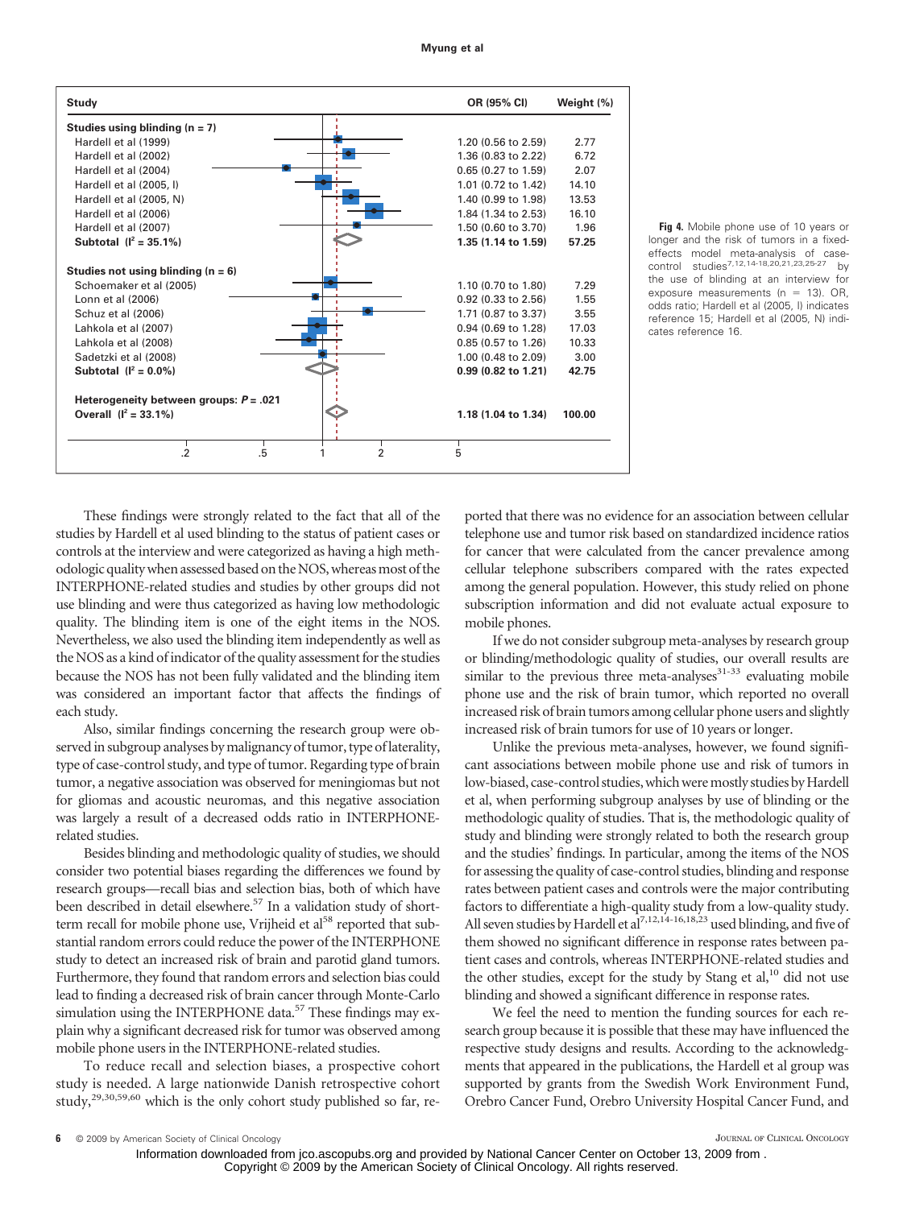| Study | OR (95% CI) | Weight (%) |
|---|---|---|
| **Studies using blinding (n = 7)** | | |
| Hardell et al (1999) | 1.20 (0.56 to 2.59) | 2.77 |
| Hardell et al (2002) | 1.36 (0.83 to 2.22) | 6.72 |
| Hardell et al (2004) | 0.65 (0.27 to 1.59) | 2.07 |
| Hardell et al (2005, I) | 1.01 (0.72 to 1.42) | 14.10 |
| Hardell et al (2005, N) | 1.40 (0.99 to 1.98) | 13.53 |
| Hardell et al (2006) | 1.84 (1.34 to 2.53) | 16.10 |
| Hardell et al (2007) | 1.50 (0.60 to 3.70) | 1.96 |
| **Subtotal ($I^2$ = 35.1%)** | **1.35 (1.14 to 1.59)** | **57.25** |
| **Studies not using blinding (n = 6)** | | |
| Schoemaker et al (2005) | 1.10 (0.70 to 1.80) | 7.29 |
| Lonn et al (2006) | 0.92 (0.33 to 2.56) | 1.55 |
| Schuz et al (2006) | 1.71 (0.87 to 3.37) | 3.55 |
| Lahkola et al (2007) | 0.94 (0.69 to 1.28) | 17.03 |
| Lahkola et al (2008) | 0.85 (0.57 to 1.26) | 10.33 |
| Sadetzki et al (2008) | 1.00 (0.48 to 2.09) | 3.00 |
| **Subtotal ($I^2$ = 0.0%)** | **0.99 (0.82 to 1.21)** | **42.75** |
| **Heterogeneity between groups: P = .021** | | |
| **Overall ($I^2$ = 33.1%)** | **1.18 (1.04 to 1.34)** | **100.00** |

**Fig 4.** Mobile phone use of 10 years or longer and the risk of tumors in a fixed-effects model meta-analysis of case-control studies[7,12,14-18,20,21,23,25-27] by the use of blinding at an interview for exposure measurements (n = 13). OR, odds ratio; Hardell et al (2005, I) indicates reference 15; Hardell et al (2005, N) indicates reference 16.

These findings were strongly related to the fact that all of the studies by Hardell et al used blinding to the status of patient cases or controls at the interview and were categorized as having a high methodologic quality when assessed based on the NOS, whereas most of the INTERPHONE-related studies and studies by other groups did not use blinding and were thus categorized as having low methodologic quality. The blinding item is one of the eight items in the NOS. Nevertheless, we also used the blinding item independently as well as the NOS as a kind of indicator of the quality assessment for the studies because the NOS has not been fully validated and the blinding item was considered an important factor that affects the findings of each study.

Also, similar findings concerning the research group were observed in subgroup analyses by malignancy of tumor, type of laterality, type of case-control study, and type of tumor. Regarding type of brain tumor, a negative association was observed for meningiomas but not for gliomas and acoustic neuromas, and this negative association was largely a result of a decreased odds ratio in INTERPHONE-related studies.

Besides blinding and methodologic quality of studies, we should consider two potential biases regarding the differences we found by research groups—recall bias and selection bias, both of which have been described in detail elsewhere.[57] In a validation study of short-term recall for mobile phone use, Vrijheid et al[58] reported that substantial random errors could reduce the power of the INTERPHONE study to detect an increased risk of brain and parotid gland tumors. Furthermore, they found that random errors and selection bias could lead to finding a decreased risk of brain cancer through Monte-Carlo simulation using the INTERPHONE data.[57] These findings may explain why a significant decreased risk for tumor was observed among mobile phone users in the INTERPHONE-related studies.

To reduce recall and selection biases, a prospective cohort study is needed. A large nationwide Danish retrospective cohort study,[29,30,59,60] which is the only cohort study published so far, reported that there was no evidence for an association between cellular telephone use and tumor risk based on standardized incidence ratios for cancer that were calculated from the cancer prevalence among cellular telephone subscribers compared with the rates expected among the general population. However, this study relied on phone subscription information and did not evaluate actual exposure to mobile phones.

If we do not consider subgroup meta-analyses by research group or blinding/methodologic quality of studies, our overall results are similar to the previous three meta-analyses[31-33] evaluating mobile phone use and the risk of brain tumor, which reported no overall increased risk of brain tumors among cellular phone users and slightly increased risk of brain tumors for use of 10 years or longer.

Unlike the previous meta-analyses, however, we found significant associations between mobile phone use and risk of tumors in low-biased, case-control studies, which were mostly studies by Hardell et al, when performing subgroup analyses by use of blinding or the methodologic quality of studies. That is, the methodologic quality of study and blinding were strongly related to both the research group and the studies' findings. In particular, among the items of the NOS for assessing the quality of case-control studies, blinding and response rates between patient cases and controls were the major contributing factors to differentiate a high-quality study from a low-quality study. All seven studies by Hardell et al[7,12,14-16,18,23] used blinding, and five of them showed no significant difference in response rates between patient cases and controls, whereas INTERPHONE-related studies and the other studies, except for the study by Stang et al,[10] did not use blinding and showed a significant difference in response rates.

We feel the need to mention the funding sources for each research group because it is possible that these may have influenced the respective study designs and results. According to the acknowledgments that appeared in the publications, the Hardell et al group was supported by grants from the Swedish Work Environment Fund, Orebro Cancer Fund, Orebro University Hospital Cancer Fund, and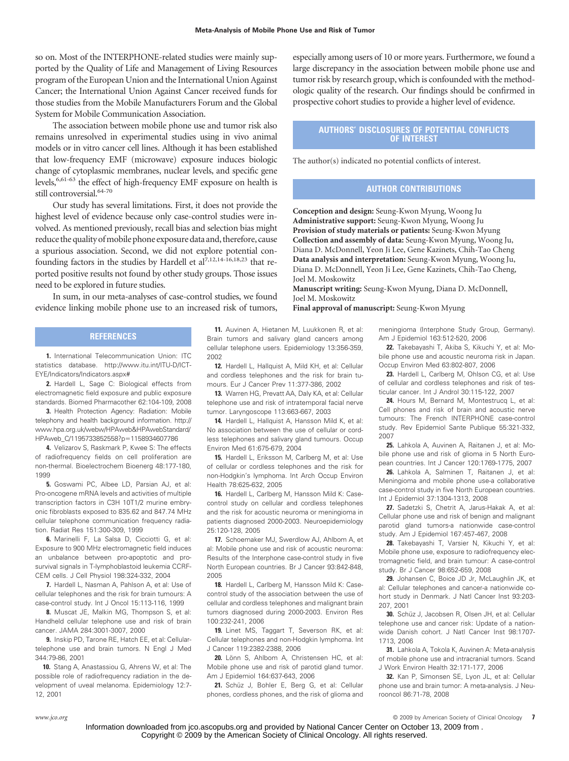so on. Most of the INTERPHONE-related studies were mainly supported by the Quality of Life and Management of Living Resources program of the European Union and the International Union Against Cancer; the International Union Against Cancer received funds for those studies from the Mobile Manufacturers Forum and the Global System for Mobile Communication Association.

The association between mobile phone use and tumor risk also remains unresolved in experimental studies using in vivo animal models or in vitro cancer cell lines. Although it has been established that low-frequency EMF (microwave) exposure induces biologic change of cytoplasmic membranes, nuclear levels, and specific gene levels,[6,61-63] the effect of high-frequency EMF exposure on health is still controversial.[64-70]

Our study has several limitations. First, it does not provide the highest level of evidence because only case-control studies were involved. As mentioned previously, recall bias and selection bias might reduce the quality of mobile phone exposure data and, therefore, cause a spurious association. Second, we did not explore potential confounding factors in the studies by Hardell et al[7,12,14-16,18,23] that reported positive results not found by other study groups. Those issues need to be explored in future studies.

In sum, in our meta-analyses of case-control studies, we found evidence linking mobile phone use to an increased risk of tumors, especially among users of 10 or more years. Furthermore, we found a large discrepancy in the association between mobile phone use and tumor risk by research group, which is confounded with the methodologic quality of the research. Our findings should be confirmed in prospective cohort studies to provide a higher level of evidence.

## AUTHORS' DISCLOSURES OF POTENTIAL CONFLICTS OF INTEREST

The author(s) indicated no potential conflicts of interest.

## AUTHOR CONTRIBUTIONS

**Conception and design:** Seung-Kwon Myung, Woong Ju
**Administrative support:** Seung-Kwon Myung, Woong Ju
**Provision of study materials or patients:** Seung-Kwon Myung
**Collection and assembly of data:** Seung-Kwon Myung, Woong Ju, Diana D. McDonnell, Yeon Ji Lee, Gene Kazinets, Chih-Tao Cheng
**Data analysis and interpretation:** Seung-Kwon Myung, Woong Ju, Diana D. McDonnell, Yeon Ji Lee, Gene Kazinets, Chih-Tao Cheng, Joel M. Moskowitz
**Manuscript writing:** Seung-Kwon Myung, Diana D. McDonnell, Joel M. Moskowitz
**Final approval of manuscript:** Seung-Kwon Myung

## REFERENCES

**1.** International Telecommunication Union: ITC statistics database. http://www.itu.int/ITU-D/ICT-EYE/Indicators/Indicators.aspx#

**2.** Hardell L, Sage C: Biological effects from electromagnetic field exposure and public exposure standards. Biomed Pharmacother 62:104-109, 2008

**3.** Health Protection Agency: Radiation: Mobile telephony and health background information. http://www.hpa.org.uk/webw/HPAweb&HPAwebStandard/HPAweb_C/1195733852558?p=1158934607786

**4.** Velizarov S, Raskmark P, Kwee S: The effects of radiofrequency fields on cell proliferation are non-thermal. Bioelectrochem Bioeneng 48:177-180, 1999

**5.** Goswami PC, Albee LD, Parsian AJ, et al: Pro-oncogene mRNA levels and activities of multiple transcription factors in C3H 10T1/2 murine embryonic fibroblasts exposed to 835.62 and 847.74 MHz cellular telephone communication frequency radiation. Radiat Res 151:300-309, 1999

**6.** Marinelli F, La Salsa D, Cicciotti G, et al: Exposure to 900 MHz electromagnetic field induces an unbalance between pro-apoptotic and pro-survival signals in T-lymphoblastoid leukemia CCRF-CEM cells. J Cell Physiol 198:324-332, 2004

**7.** Hardell L, Nasman A, Pahlson A, et al: Use of cellular telephones and the risk for brain tumours: A case-control study. Int J Oncol 15:113-116, 1999

**8.** Muscat JE, Malkin MG, Thompson S, et al: Handheld cellular telephone use and risk of brain cancer. JAMA 284:3001-3007, 2000

**9.** Inskip PD, Tarone RE, Hatch EE, et al: Cellular-telephone use and brain tumors. N Engl J Med 344:79-86, 2001

**10.** Stang A, Anastassiou G, Ahrens W, et al: The possible role of radiofrequency radiation in the development of uveal melanoma. Epidemiology 12:7-12, 2001

**11.** Auvinen A, Hietanen M, Luukkonen R, et al: Brain tumors and salivary gland cancers among cellular telephone users. Epidemiology 13:356-359, 2002

**12.** Hardell L, Hallquist A, Mild KH, et al: Cellular and cordless telephones and the risk for brain tumours. Eur J Cancer Prev 11:377-386, 2002

**13.** Warren HG, Prevatt AA, Daly KA, et al: Cellular telephone use and risk of intratemporal facial nerve tumor. Laryngoscope 113:663-667, 2003

**14.** Hardell L, Hallquist A, Hansson Mild K, et al: No association between the use of cellular or cordless telephones and salivary gland tumours. Occup Environ Med 61:675-679, 2004

**15.** Hardell L, Eriksson M, Carlberg M, et al: Use of cellular or cordless telephones and the risk for non-Hodgkin's lymphoma. Int Arch Occup Environ Health 78:625-632, 2005

**16.** Hardell L, Carlberg M, Hansson Mild K: Case-control study on cellular and cordless telephones and the risk for acoustic neuroma or meningioma in patients diagnosed 2000-2003. Neuroepidemiology 25:120-128, 2005

**17.** Schoemaker MJ, Swerdlow AJ, Ahlbom A, et al: Mobile phone use and risk of acoustic neuroma: Results of the Interphone case-control study in five North European countries. Br J Cancer 93:842-848, 2005

**18.** Hardell L, Carlberg M, Hansson Mild K: Case-control study of the association between the use of cellular and cordless telephones and malignant brain tumors diagnosed during 2000-2003. Environ Res 100:232-241, 2006

**19.** Linet MS, Taggart T, Severson RK, et al: Cellular telephones and non-Hodgkin lymphoma. Int J Cancer 119:2382-2388, 2006

**20.** Lönn S, Ahlbom A, Christensen HC, et al: Mobile phone use and risk of parotid gland tumor. Am J Epidemiol 164:637-643, 2006

**21.** Schüz J, Bohler E, Berg G, et al: Cellular phones, cordless phones, and the risk of glioma and meningioma (Interphone Study Group, Germany). Am J Epidemiol 163:512-520, 2006

**22.** Takebayashi T, Akiba S, Kikuchi Y, et al: Mobile phone use and acoustic neuroma risk in Japan. Occup Environ Med 63:802-807, 2006

**23.** Hardell L, Carlberg M, Ohlson CG, et al: Use of cellular and cordless telephones and risk of testicular cancer. Int J Androl 30:115-122, 2007

**24.** Hours M, Bernard M, Montestrucq L, et al: Cell phones and risk of brain and acoustic nerve tumours: The French INTERPHONE case-control study. Rev Epidemiol Sante Publique 55:321-332, 2007

**25.** Lahkola A, Auvinen A, Raitanen J, et al: Mobile phone use and risk of glioma in 5 North European countries. Int J Cancer 120:1769-1775, 2007

**26.** Lahkola A, Salminen T, Raitanen J, et al: Meningioma and mobile phone use-a collaborative case-control study in five North European countries. Int J Epidemiol 37:1304-1313, 2008

**27.** Sadetzki S, Chetrit A, Jarus-Hakak A, et al: Cellular phone use and risk of benign and malignant parotid gland tumors-a nationwide case-control study. Am J Epidemiol 167:457-467, 2008

**28.** Takebayashi T, Varsier N, Kikuchi Y, et al: Mobile phone use, exposure to radiofrequency electromagnetic field, and brain tumour: A case-control study. Br J Cancer 98:652-659, 2008

**29.** Johansen C, Boice JD Jr, McLaughlin JK, et al: Cellular telephones and cancer-a nationwide cohort study in Denmark. J Natl Cancer Inst 93:203-207, 2001

**30.** Schüz J, Jacobsen R, Olsen JH, et al: Cellular telephone use and cancer risk: Update of a nationwide Danish cohort. J Natl Cancer Inst 98:1707-1713, 2006

**31.** Lahkola A, Tokola K, Auvinen A: Meta-analysis of mobile phone use and intracranial tumors. Scand J Work Environ Health 32:171-177, 2006

**32.** Kan P, Simonsen SE, Lyon JL, et al: Cellular phone use and brain tumor: A meta-analysis. J Neurooncol 86:71-78, 2008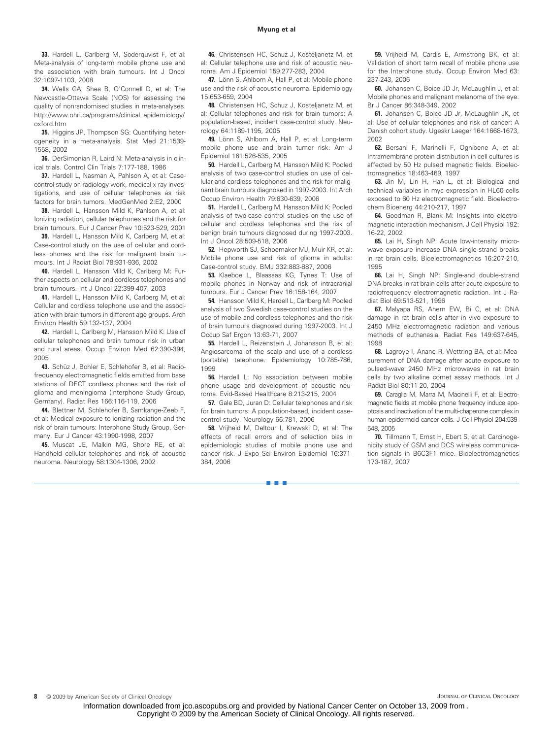**33.** Hardell L, Carlberg M, Soderquvist F, et al: Meta-analysis of long-term mobile phone use and the association with brain tumours. Int J Oncol 32:1097-1103, 2008

**34.** Wells GA, Shea B, O'Connell D, et al: The Newcastle-Ottawa Scale (NOS) for assessing the quality of nonrandomised studies in meta-analyses. http://www.ohri.ca/programs/clinical_epidemiology/oxford.htm

**35.** Higgins JP, Thompson SG: Quantifying heterogeneity in a meta-analysis. Stat Med 21:1539-1558, 2002

**36.** DerSimonian R, Laird N: Meta-analysis in clinical trials. Control Clin Trials 7:177-188, 1986

**37.** Hardell L, Nasman A, Pahlson A, et al: Case-control study on radiology work, medical x-ray investigations, and use of cellular telephones as risk factors for brain tumors. MedGenMed 2:E2, 2000

**38.** Hardell L, Hansson Mild K, Pahlson A, et al: Ionizing radiation, cellular telephones and the risk for brain tumours. Eur J Cancer Prev 10:523-529, 2001

**39.** Hardell L, Hansson Mild K, Carlberg M, et al: Case-control study on the use of cellular and cordless phones and the risk for malignant brain tumours. Int J Radiat Biol 78:931-936, 2002

**40.** Hardell L, Hansson Mild K, Carlberg M: Further aspects on cellular and cordless telephones and brain tumours. Int J Oncol 22:399-407, 2003

**41.** Hardell L, Hansson Mild K, Carlberg M, et al: Cellular and cordless telephone use and the association with brain tumors in different age groups. Arch Environ Health 59:132-137, 2004

**42.** Hardell L, Carlberg M, Hansson Mild K: Use of cellular telephones and brain tumour risk in urban and rural areas. Occup Environ Med 62:390-394, 2005

**43.** Schüz J, Bohler E, Schlehofer B, et al: Radiofrequency electromagnetic fields emitted from base stations of DECT cordless phones and the risk of glioma and meningioma (Interphone Study Group, Germany). Radiat Res 166:116-119, 2006

**44.** Blettner M, Schlehofer B, Samkange-Zeeb F, et al: Medical exposure to ionizing radiation and the risk of brain tumours: Interphone Study Group, Germany. Eur J Cancer 43:1990-1998, 2007

**45.** Muscat JE, Malkin MG, Shore RE, et al: Handheld cellular telephones and risk of acoustic neuroma. Neurology 58:1304-1306, 2002

**46.** Christensen HC, Schuz J, Kosteljanetz M, et al: Cellular telephone use and risk of acoustic neuroma. Am J Epidemiol 159:277-283, 2004

**47.** Lönn S, Ahlbom A, Hall P, et al: Mobile phone use and the risk of acoustic neuroma. Epidemiology 15:653-659, 2004

**48.** Christensen HC, Schuz J, Kosteljanetz M, et al: Cellular telephones and risk for brain tumors: A population-based, incident case-control study. Neurology 64:1189-1195, 2005

**49.** Lönn S, Ahlbom A, Hall P, et al: Long-term mobile phone use and brain tumor risk. Am J Epidemiol 161:526-535, 2005

**50.** Hardell L, Carlberg M, Hansson Mild K: Pooled analysis of two case-control studies on use of cellular and cordless telephones and the risk for malignant brain tumours diagnosed in 1997-2003. Int Arch Occup Environ Health 79:630-639, 2006

**51.** Hardell L, Carlberg M, Hansson Mild K: Pooled analysis of two-case control studies on the use of cellular and cordless telephones and the risk of benign brain tumours diagnosed during 1997-2003. Int J Oncol 28:509-518, 2006

**52.** Hepworth SJ, Schoemaker MJ, Muir KR, et al: Mobile phone use and risk of glioma in adults: Case-control study. BMJ 332:883-887, 2006

**53.** Klaeboe L, Blaasaas KG, Tynes T: Use of mobile phones in Norway and risk of intracranial tumours. Eur J Cancer Prev 16:158-164, 2007

**54.** Hansson Mild K, Hardell L, Carlberg M: Pooled analysis of two Swedish case-control studies on the use of mobile and cordless telephones and the risk of brain tumours diagnosed during 1997-2003. Int J Occup Saf Ergon 13:63-71, 2007

**55.** Hardell L, Reizenstein J, Johansson B, et al: Angiosarcoma of the scalp and use of a cordless (portable) telephone. Epidemiology 10:785-786, 1999

**56.** Hardell L: No association between mobile phone usage and development of acoustic neuroma. Evid-Based Healthcare 8:213-215, 2004

**57.** Gale BD, Juran D: Cellular telephones and risk for brain tumors: A population-based, incident case-control study. Neurology 66:781, 2006

**58.** Vrijheid M, Deltour I, Krewski D, et al: The effects of recall errors and of selection bias in epidemiologic studies of mobile phone use and cancer risk. J Expo Sci Environ Epidemiol 16:371-384, 2006

**59.** Vrijheid M, Cardis E, Armstrong BK, et al: Validation of short term recall of mobile phone use for the Interphone study. Occup Environ Med 63: 237-243, 2006

**60.** Johansen C, Boice JD Jr, McLaughlin J, et al: Mobile phones and malignant melanoma of the eye. Br J Cancer 86:348-349, 2002

**61.** Johansen C, Boice JD Jr, McLaughlin JK, et al: Use of cellular telephones and risk of cancer: A Danish cohort study. Ugeskr Laeger 164:1668-1673, 2002

**62.** Bersani F, Marinelli F, Ognibene A, et al: Intramembrane protein distribution in cell cultures is affected by 50 Hz pulsed magnetic fields. Bioelectromagnetics 18:463-469, 1997

**63.** Jin M, Lin H, Han L, et al: Biological and technical variables in myc expression in HL60 cells exposed to 60 Hz electromagnetic field. Bioelectrochem Bioenerg 44:210-217, 1997

**64.** Goodman R, Blank M: Insights into electromagnetic interaction mechanism. J Cell Physiol 192: 16-22, 2002

**65.** Lai H, Singh NP: Acute low-intensity microwave exposure increase DNA single-strand breaks in rat brain cells. Bioelectromagnetics 16:207-210, 1995

**66.** Lai H, Singh NP: Single-and double-strand DNA breaks in rat brain cells after acute exposure to radiofrequency electromagnetic radiation. Int J Radiat Biol 69:513-521, 1996

**67.** Malyapa RS, Ahern EW, Bi C, et al: DNA damage in rat brain cells after in vivo exposure to 2450 MHz electromagnetic radiation and various methods of euthanasia. Radiat Res 149:637-645, 1998

**68.** Lagroye I, Anane R, Wettring BA, et al: Measurement of DNA damage after acute exposure to pulsed-wave 2450 MHz microwaves in rat brain cells by two alkaline comet assay methods. Int J Radiat Biol 80:11-20, 2004

**69.** Caraglia M, Marra M, Macinelli F, et al: Electromagnetic fields at mobile phone frequency induce apoptosis and inactivation of the multi-chaperone complex in human epidermoid cancer cells. J Cell Physiol 204:539-548, 2005

**70.** Tillmann T, Ernst H, Ebert S, et al: Carcinogenicity study of GSM and DCS wireless communication signals in B6C3F1 mice. Bioelectromagnetics 173-187, 2007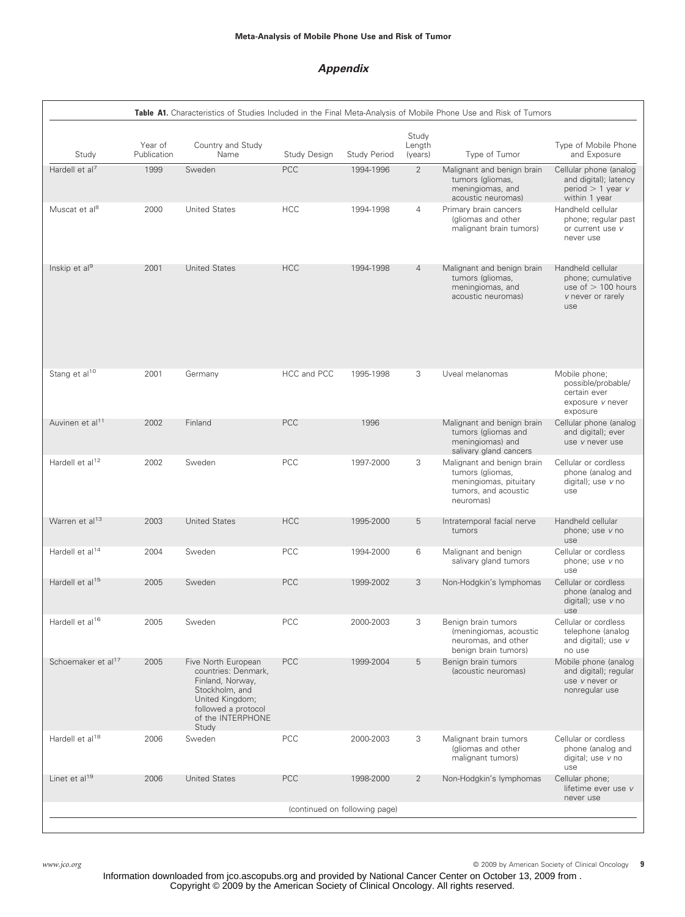## Appendix

**Table A1.** Characteristics of Studies Included in the Final Meta-Analysis of Mobile Phone Use and Risk of Tumors

| Study | Year of Publication | Country and Study Name | Study Design | Study Period | Study Length (years) | Type of Tumor | Type of Mobile Phone and Exposure |
|---|---|---|---|---|---|---|---|
| Hardell et al[7] | 1999 | Sweden | PCC | 1994-1996 | 2 | Malignant and benign brain tumors (gliomas, meningiomas, and acoustic neuromas) | Cellular phone (analog and digital); latency period > 1 year *v* within 1 year |
| Muscat et al[8] | 2000 | United States | HCC | 1994-1998 | 4 | Primary brain cancers (gliomas and other malignant brain tumors) | Handheld cellular phone; regular past or current use *v* never use |
| Inskip et al[9] | 2001 | United States | HCC | 1994-1998 | 4 | Malignant and benign brain tumors (gliomas, meningiomas, and acoustic neuromas) | Handheld cellular phone; cumulative use of > 100 hours *v* never or rarely use |
| Stang et al[10] | 2001 | Germany | HCC and PCC | 1995-1998 | 3 | Uveal melanomas | Mobile phone; possible/probable/certain ever exposure *v* never exposure |
| Auvinen et al[11] | 2002 | Finland | PCC | 1996 | | Malignant and benign brain tumors (gliomas and meningiomas) and salivary gland cancers | Cellular phone (analog and digital); ever use *v* never use |
| Hardell et al[12] | 2002 | Sweden | PCC | 1997-2000 | 3 | Malignant and benign brain tumors (gliomas, meningiomas, pituitary tumors, and acoustic neuromas) | Cellular or cordless phone (analog and digital); use *v* no use |
| Warren et al[13] | 2003 | United States | HCC | 1995-2000 | 5 | Intratemporal facial nerve tumors | Handheld cellular phone; use *v* no use |
| Hardell et al[14] | 2004 | Sweden | PCC | 1994-2000 | 6 | Malignant and benign salivary gland tumors | Cellular or cordless phone; use *v* no use |
| Hardell et al[15] | 2005 | Sweden | PCC | 1999-2002 | 3 | Non-Hodgkin's lymphomas | Cellular or cordless phone (analog and digital); use *v* no use |
| Hardell et al[16] | 2005 | Sweden | PCC | 2000-2003 | 3 | Benign brain tumors (meningiomas, acoustic neuromas, and other benign brain tumors) | Cellular or cordless telephone (analog and digital); use *v* no use |
| Schoemaker et al[17] | 2005 | Five North European countries: Denmark, Finland, Norway, Stockholm, and United Kingdom; followed a protocol of the INTERPHONE Study | PCC | 1999-2004 | 5 | Benign brain tumors (acoustic neuromas) | Mobile phone (analog and digital); regular use *v* never or nonregular use |
| Hardell et al[18] | 2006 | Sweden | PCC | 2000-2003 | 3 | Malignant brain tumors (gliomas and other malignant tumors) | Cellular or cordless phone (analog and digital; use *v* no use |
| Linet et al[19] | 2006 | United States | PCC | 1998-2000 | 2 | Non-Hodgkin's lymphomas | Cellular phone; lifetime ever use *v* never use |

(continued on following page)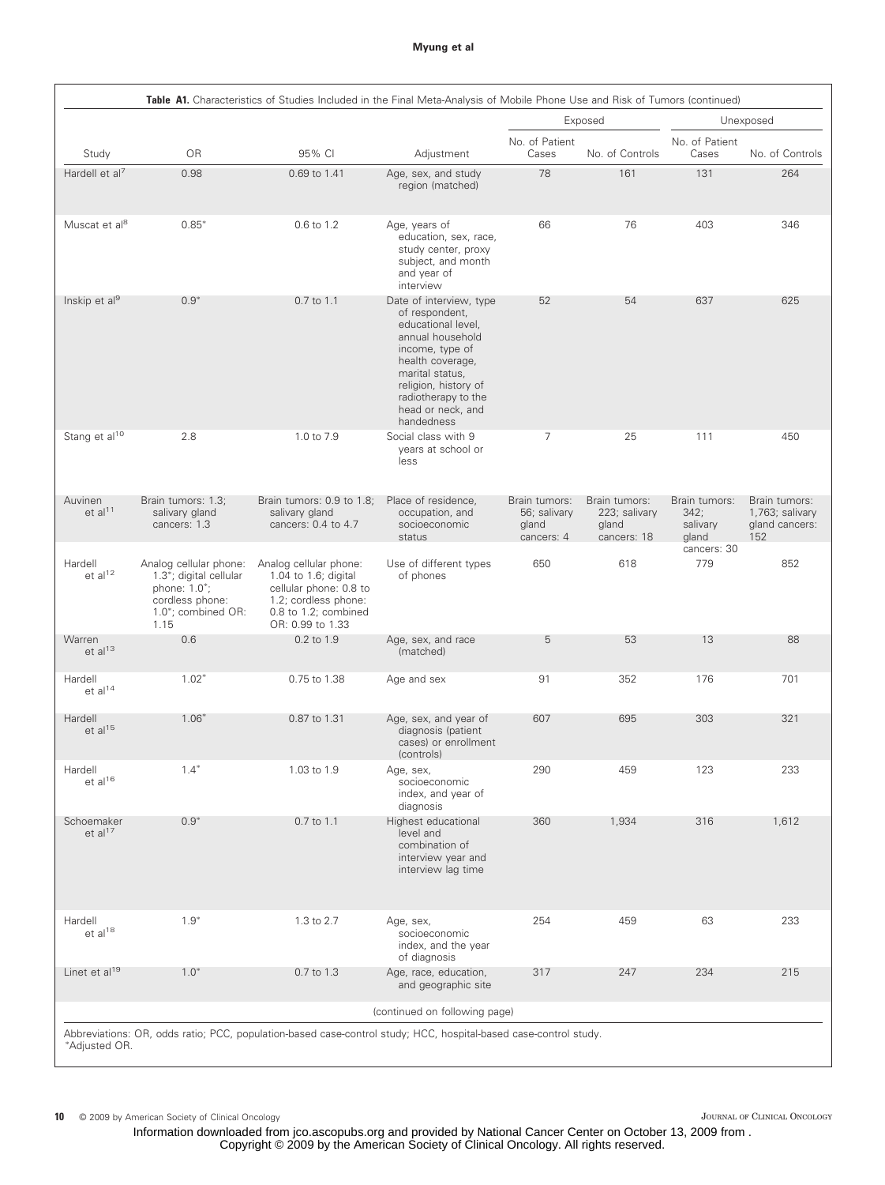**Table A1.** Characteristics of Studies Included in the Final Meta-Analysis of Mobile Phone Use and Risk of Tumors (continued)

| | | | | Exposed | | Unexposed | |
|---|---|---|---|---|---|---|---|
| Study | OR | 95% CI | Adjustment | No. of Patient Cases | No. of Controls | No. of Patient Cases | No. of Controls |
| Hardell et al[7] | 0.98 | 0.69 to 1.41 | Age, sex, and study region (matched) | 78 | 161 | 131 | 264 |
| Muscat et al[8] | 0.85* | 0.6 to 1.2 | Age, years of education, sex, race, study center, proxy subject, and month and year of interview | 66 | 76 | 403 | 346 |
| Inskip et al[9] | 0.9* | 0.7 to 1.1 | Date of interview, type of respondent, educational level, annual household income, type of health coverage, marital status, religion, history of radiotherapy to the head or neck, and handedness | 52 | 54 | 637 | 625 |
| Stang et al[10] | 2.8 | 1.0 to 7.9 | Social class with 9 years at school or less | 7 | 25 | 111 | 450 |
| Auvinen et al[11] | Brain tumors: 1.3; salivary gland cancers: 1.3 | Brain tumors: 0.9 to 1.8; salivary gland cancers: 0.4 to 4.7 | Place of residence, occupation, and socioeconomic status | Brain tumors: 56; salivary gland cancers: 4 | Brain tumors: 223; salivary gland cancers: 18 | Brain tumors: 342; salivary gland cancers: 30 | Brain tumors: 1,763; salivary gland cancers: 152 |
| Hardell et al[12] | Analog cellular phone: 1.3*; digital cellular phone: 1.0*; cordless phone: 1.0*; combined OR: 1.15 | Analog cellular phone: 1.04 to 1.6; digital cellular phone: 0.8 to 1.2; cordless phone: 0.8 to 1.2; combined OR: 0.99 to 1.33 | Use of different types of phones | 650 | 618 | 779 | 852 |
| Warren et al[13] | 0.6 | 0.2 to 1.9 | Age, sex, and race (matched) | 5 | 53 | 13 | 88 |
| Hardell et al[14] | 1.02* | 0.75 to 1.38 | Age and sex | 91 | 352 | 176 | 701 |
| Hardell et al[15] | 1.06* | 0.87 to 1.31 | Age, sex, and year of diagnosis (patient cases) or enrollment (controls) | 607 | 695 | 303 | 321 |
| Hardell et al[16] | 1.4* | 1.03 to 1.9 | Age, sex, socioeconomic index, and year of diagnosis | 290 | 459 | 123 | 233 |
| Schoemaker et al[17] | 0.9* | 0.7 to 1.1 | Highest educational level and combination of interview year and interview lag time | 360 | 1,934 | 316 | 1,612 |
| Hardell et al[18] | 1.9* | 1.3 to 2.7 | Age, sex, socioeconomic index, and the year of diagnosis | 254 | 459 | 63 | 233 |
| Linet et al[19] | 1.0* | 0.7 to 1.3 | Age, race, education, and geographic site | 317 | 247 | 234 | 215 |

(continued on following page)

Abbreviations: OR, odds ratio; PCC, population-based case-control study; HCC, hospital-based case-control study.
*Adjusted OR.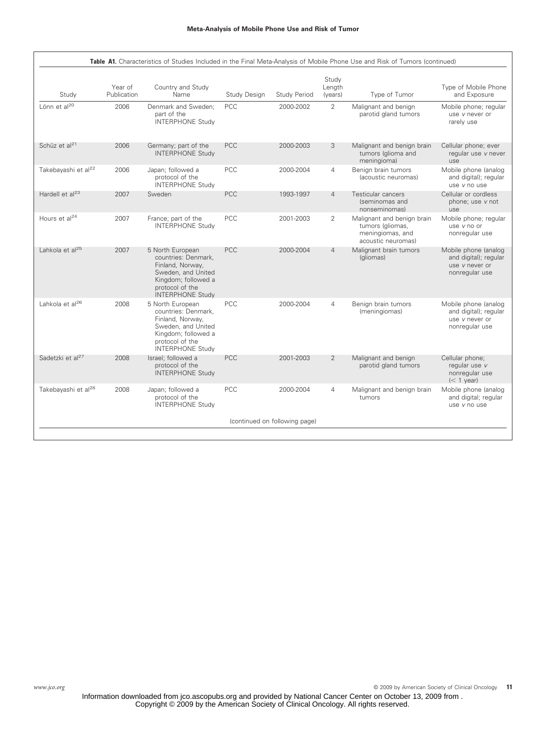**Table A1.** Characteristics of Studies Included in the Final Meta-Analysis of Mobile Phone Use and Risk of Tumors (continued)

| Study | Year of Publication | Country and Study Name | Study Design | Study Period | Study Length (years) | Type of Tumor | Type of Mobile Phone and Exposure |
|---|---|---|---|---|---|---|---|
| Lönn et al[20] | 2006 | Denmark and Sweden; part of the INTERPHONE Study | PCC | 2000-2002 | 2 | Malignant and benign parotid gland tumors | Mobile phone; regular use *v* never or rarely use |
| Schüz et al[21] | 2006 | Germany; part of the INTERPHONE Study | PCC | 2000-2003 | 3 | Malignant and benign brain tumors (glioma and meningioma) | Cellular phone; ever regular use *v* never use |
| Takebayashi et al[22] | 2006 | Japan; followed a protocol of the INTERPHONE Study | PCC | 2000-2004 | 4 | Benign brain tumors (acoustic neuromas) | Mobile phone (analog and digital); regular use *v* no use |
| Hardell et al[23] | 2007 | Sweden | PCC | 1993-1997 | 4 | Testicular cancers (seminomas and nonseminomas) | Cellular or cordless phone; use *v* not use |
| Hours et al[24] | 2007 | France; part of the INTERPHONE Study | PCC | 2001-2003 | 2 | Malignant and benign brain tumors (gliomas, meningiomas, and acoustic neuromas) | Mobile phone; regular use *v* no or nonregular use |
| Lahkola et al[25] | 2007 | 5 North European countries: Denmark, Finland, Norway, Sweden, and United Kingdom; followed a protocol of the INTERPHONE Study | PCC | 2000-2004 | 4 | Malignant brain tumors (gliomas) | Mobile phone (analog and digital); regular use *v* never or nonregular use |
| Lahkola et al[26] | 2008 | 5 North European countries: Denmark, Finland, Norway, Sweden, and United Kingdom; followed a protocol of the INTERPHONE Study | PCC | 2000-2004 | 4 | Benign brain tumors (meningiomas) | Mobile phone (analog and digital); regular use *v* never or nonregular use |
| Sadetzki et al[27] | 2008 | Israel; followed a protocol of the INTERPHONE Study | PCC | 2001-2003 | 2 | Malignant and benign parotid gland tumors | Cellular phone; regular use *v* nonregular use (< 1 year) |
| Takebayashi et al[28] | 2008 | Japan; followed a protocol of the INTERPHONE Study | PCC | 2000-2004 | 4 | Malignant and benign brain tumors | Mobile phone (analog and digital; regular use *v* no use |

(continued on following page)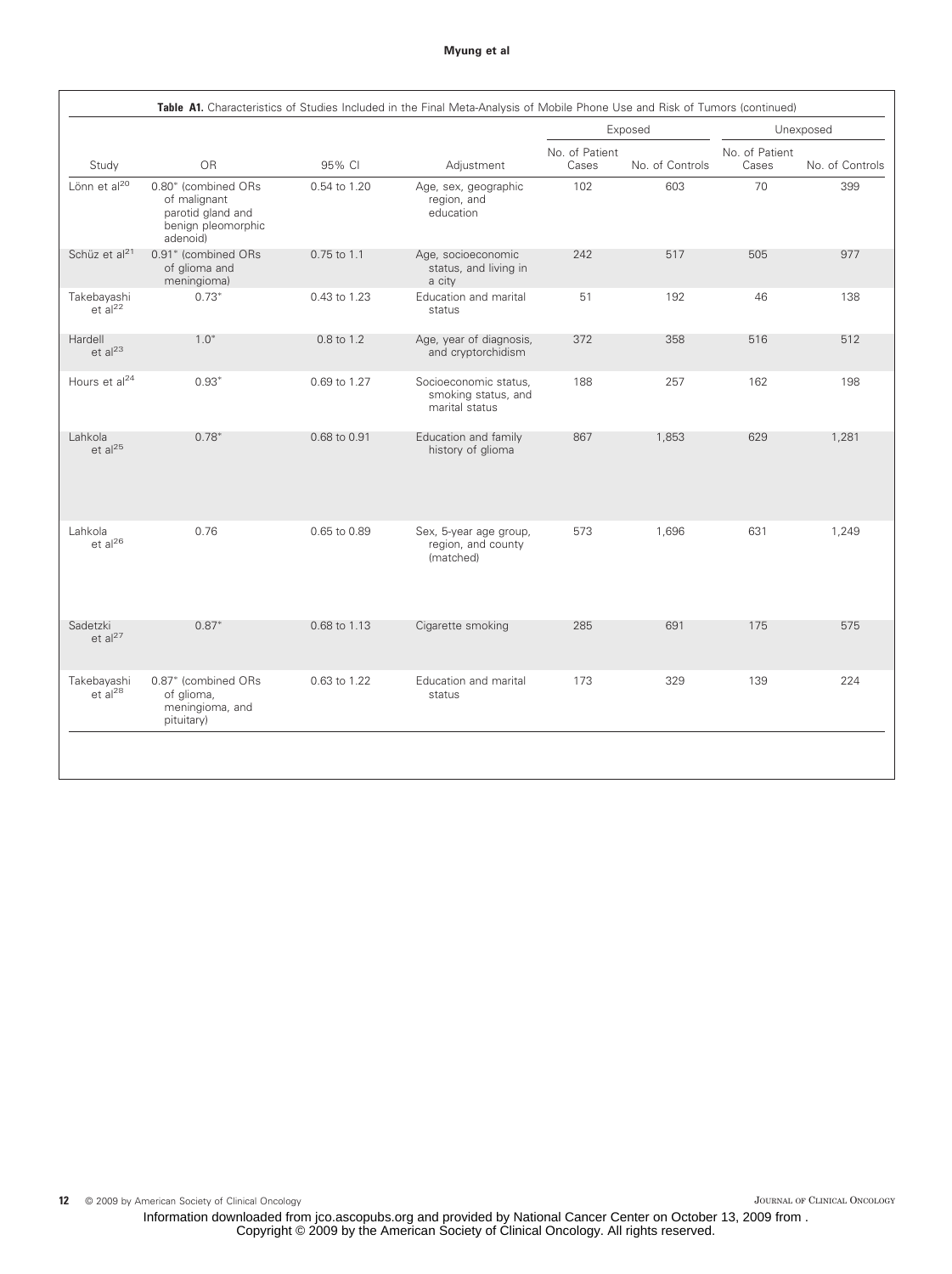**Table A1.** Characteristics of Studies Included in the Final Meta-Analysis of Mobile Phone Use and Risk of Tumors (continued)

| Study | OR | 95% CI | Adjustment | Exposed | | Unexposed | |
|---|---|---|---|---|---|---|---|
| | | | | No. of Patient Cases | No. of Controls | No. of Patient Cases | No. of Controls |
| Lönn et al[20] | 0.80* (combined ORs of malignant parotid gland and benign pleomorphic adenoid) | 0.54 to 1.20 | Age, sex, geographic region, and education | 102 | 603 | 70 | 399 |
| Schüz et al[21] | 0.91* (combined ORs of glioma and meningioma) | 0.75 to 1.1 | Age, socioeconomic status, and living in a city | 242 | 517 | 505 | 977 |
| Takebayashi et al[22] | 0.73* | 0.43 to 1.23 | Education and marital status | 51 | 192 | 46 | 138 |
| Hardell et al[23] | 1.0* | 0.8 to 1.2 | Age, year of diagnosis, and cryptorchidism | 372 | 358 | 516 | 512 |
| Hours et al[24] | 0.93* | 0.69 to 1.27 | Socioeconomic status, smoking status, and marital status | 188 | 257 | 162 | 198 |
| Lahkola et al[25] | 0.78* | 0.68 to 0.91 | Education and family history of glioma | 867 | 1,853 | 629 | 1,281 |
| Lahkola et al[26] | 0.76 | 0.65 to 0.89 | Sex, 5-year age group, region, and county (matched) | 573 | 1,696 | 631 | 1,249 |
| Sadetzki et al[27] | 0.87* | 0.68 to 1.13 | Cigarette smoking | 285 | 691 | 175 | 575 |
| Takebayashi et al[28] | 0.87* (combined ORs of glioma, meningioma, and pituitary) | 0.63 to 1.22 | Education and marital status | 173 | 329 | 139 | 224 |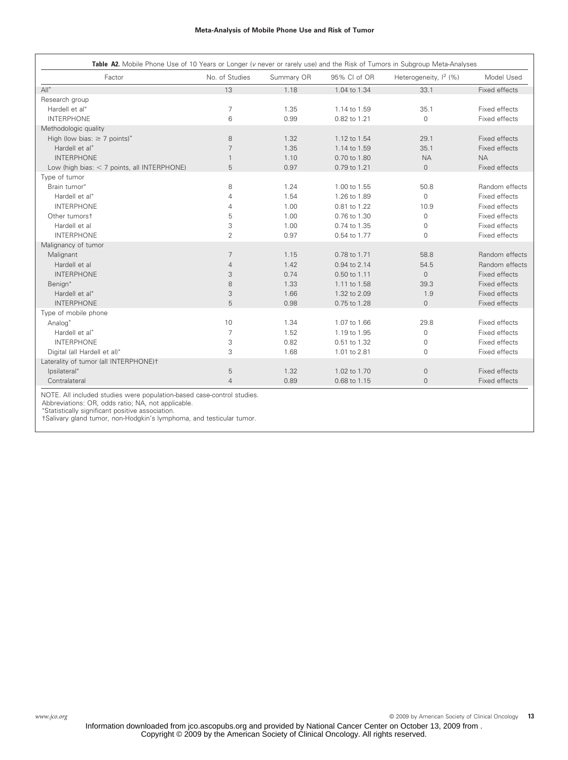**Table A2.** Mobile Phone Use of 10 Years or Longer (*v* never or rarely use) and the Risk of Tumors in Subgroup Meta-Analyses

| Factor | No. of Studies | Summary OR | 95% CI of OR | Heterogeneity, $I^2$ (%) | Model Used |
|---|---|---|---|---|---|
| All* | 13 | 1.18 | 1.04 to 1.34 | 33.1 | Fixed effects |
| Research group | | | | | |
| Hardell et al* | 7 | 1.35 | 1.14 to 1.59 | 35.1 | Fixed effects |
| INTERPHONE | 6 | 0.99 | 0.82 to 1.21 | 0 | Fixed effects |
| Methodologic quality | | | | | |
| High (low bias: ≥ 7 points)* | 8 | 1.32 | 1.12 to 1.54 | 29.1 | Fixed effects |
| Hardell et al* | 7 | 1.35 | 1.14 to 1.59 | 35.1 | Fixed effects |
| INTERPHONE | 1 | 1.10 | 0.70 to 1.80 | NA | NA |
| Low (high bias: < 7 points, all INTERPHONE) | 5 | 0.97 | 0.79 to 1.21 | 0 | Fixed effects |
| Type of tumor | | | | | |
| Brain tumor* | 8 | 1.24 | 1.00 to 1.55 | 50.8 | Random effects |
| Hardell et al* | 4 | 1.54 | 1.26 to 1.89 | 0 | Fixed effects |
| INTERPHONE | 4 | 1.00 | 0.81 to 1.22 | 10.9 | Fixed effects |
| Other tumors† | 5 | 1.00 | 0.76 to 1.30 | 0 | Fixed effects |
| Hardell et al | 3 | 1.00 | 0.74 to 1.35 | 0 | Fixed effects |
| INTERPHONE | 2 | 0.97 | 0.54 to 1.77 | 0 | Fixed effects |
| Malignancy of tumor | | | | | |
| Malignant | 7 | 1.15 | 0.78 to 1.71 | 58.8 | Random effects |
| Hardell et al | 4 | 1.42 | 0.94 to 2.14 | 54.5 | Random effects |
| INTERPHONE | 3 | 0.74 | 0.50 to 1.11 | 0 | Fixed effects |
| Benign* | 8 | 1.33 | 1.11 to 1.58 | 39.3 | Fixed effects |
| Hardell et al* | 3 | 1.66 | 1.32 to 2.09 | 1.9 | Fixed effects |
| INTERPHONE | 5 | 0.98 | 0.75 to 1.28 | 0 | Fixed effects |
| Type of mobile phone | | | | | |
| Analog* | 10 | 1.34 | 1.07 to 1.66 | 29.8 | Fixed effects |
| Hardell et al* | 7 | 1.52 | 1.19 to 1.95 | 0 | Fixed effects |
| INTERPHONE | 3 | 0.82 | 0.51 to 1.32 | 0 | Fixed effects |
| Digital (all Hardell et al)* | 3 | 1.68 | 1.01 to 2.81 | 0 | Fixed effects |
| Laterality of tumor (all INTERPHONE)† | | | | | |
| Ipsilateral* | 5 | 1.32 | 1.02 to 1.70 | 0 | Fixed effects |
| Contralateral | 4 | 0.89 | 0.68 to 1.15 | 0 | Fixed effects |

NOTE. All included studies were population-based case-control studies.
Abbreviations: OR, odds ratio; NA, not applicable.
*Statistically significant positive association.
†Salivary gland tumor, non-Hodgkin's lymphoma, and testicular tumor.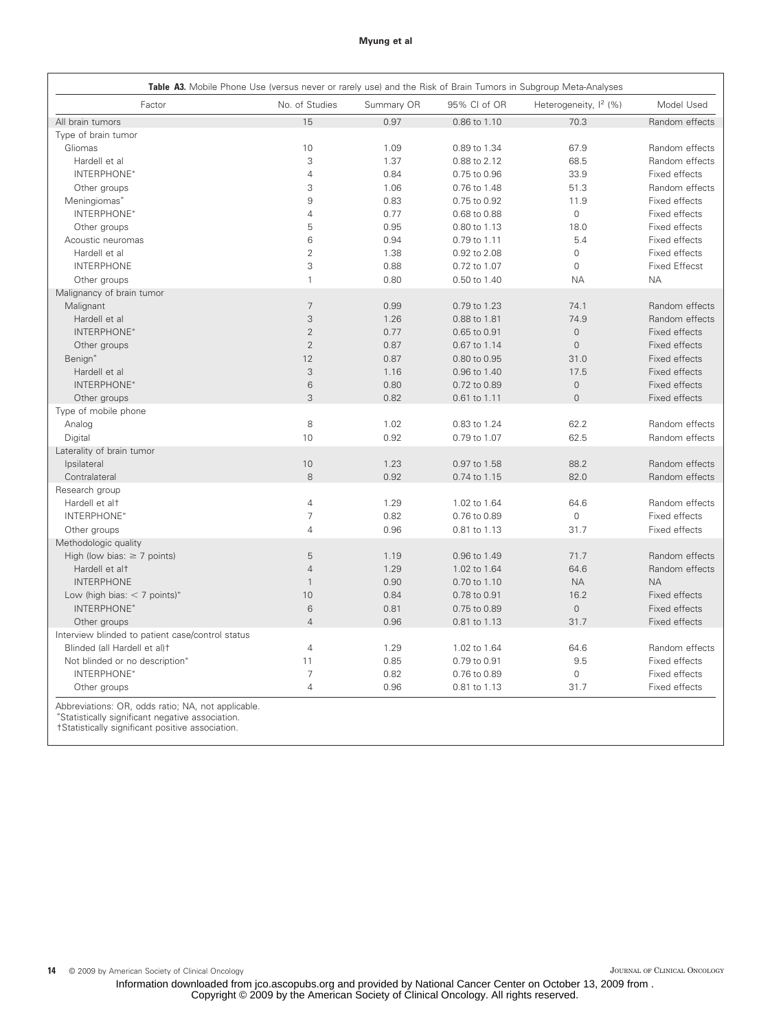**Table A3.** Mobile Phone Use (versus never or rarely use) and the Risk of Brain Tumors in Subgroup Meta-Analyses

| Factor | No. of Studies | Summary OR | 95% CI of OR | Heterogeneity, $I^2$ (%) | Model Used |
|---|---|---|---|---|---|
| All brain tumors | 15 | 0.97 | 0.86 to 1.10 | 70.3 | Random effects |
| Type of brain tumor | | | | | |
| Gliomas | 10 | 1.09 | 0.89 to 1.34 | 67.9 | Random effects |
| Hardell et al | 3 | 1.37 | 0.88 to 2.12 | 68.5 | Random effects |
| INTERPHONE* | 4 | 0.84 | 0.75 to 0.96 | 33.9 | Fixed effects |
| Other groups | 3 | 1.06 | 0.76 to 1.48 | 51.3 | Random effects |
| Meningiomas* | 9 | 0.83 | 0.75 to 0.92 | 11.9 | Fixed effects |
| INTERPHONE* | 4 | 0.77 | 0.68 to 0.88 | 0 | Fixed effects |
| Other groups | 5 | 0.95 | 0.80 to 1.13 | 18.0 | Fixed effects |
| Acoustic neuromas | 6 | 0.94 | 0.79 to 1.11 | 5.4 | Fixed effects |
| Hardell et al | 2 | 1.38 | 0.92 to 2.08 | 0 | Fixed effects |
| INTERPHONE | 3 | 0.88 | 0.72 to 1.07 | 0 | Fixed Effecst |
| Other groups | 1 | 0.80 | 0.50 to 1.40 | NA | NA |
| Malignancy of brain tumor | | | | | |
| Malignant | 7 | 0.99 | 0.79 to 1.23 | 74.1 | Random effects |
| Hardell et al | 3 | 1.26 | 0.88 to 1.81 | 74.9 | Random effects |
| INTERPHONE* | 2 | 0.77 | 0.65 to 0.91 | 0 | Fixed effects |
| Other groups | 2 | 0.87 | 0.67 to 1.14 | 0 | Fixed effects |
| Benign* | 12 | 0.87 | 0.80 to 0.95 | 31.0 | Fixed effects |
| Hardell et al | 3 | 1.16 | 0.96 to 1.40 | 17.5 | Fixed effects |
| INTERPHONE* | 6 | 0.80 | 0.72 to 0.89 | 0 | Fixed effects |
| Other groups | 3 | 0.82 | 0.61 to 1.11 | 0 | Fixed effects |
| Type of mobile phone | | | | | |
| Analog | 8 | 1.02 | 0.83 to 1.24 | 62.2 | Random effects |
| Digital | 10 | 0.92 | 0.79 to 1.07 | 62.5 | Random effects |
| Laterality of brain tumor | | | | | |
| Ipsilateral | 10 | 1.23 | 0.97 to 1.58 | 88.2 | Random effects |
| Contralateral | 8 | 0.92 | 0.74 to 1.15 | 82.0 | Random effects |
| Research group | | | | | |
| Hardell et al† | 4 | 1.29 | 1.02 to 1.64 | 64.6 | Random effects |
| INTERPHONE* | 7 | 0.82 | 0.76 to 0.89 | 0 | Fixed effects |
| Other groups | 4 | 0.96 | 0.81 to 1.13 | 31.7 | Fixed effects |
| Methodologic quality | | | | | |
| High (low bias: ≥ 7 points) | 5 | 1.19 | 0.96 to 1.49 | 71.7 | Random effects |
| Hardell et al† | 4 | 1.29 | 1.02 to 1.64 | 64.6 | Random effects |
| INTERPHONE | 1 | 0.90 | 0.70 to 1.10 | NA | NA |
| Low (high bias: < 7 points)* | 10 | 0.84 | 0.78 to 0.91 | 16.2 | Fixed effects |
| INTERPHONE* | 6 | 0.81 | 0.75 to 0.89 | 0 | Fixed effects |
| Other groups | 4 | 0.96 | 0.81 to 1.13 | 31.7 | Fixed effects |
| Interview blinded to patient case/control status | | | | | |
| Blinded (all Hardell et al)† | 4 | 1.29 | 1.02 to 1.64 | 64.6 | Random effects |
| Not blinded or no description* | 11 | 0.85 | 0.79 to 0.91 | 9.5 | Fixed effects |
| INTERPHONE* | 7 | 0.82 | 0.76 to 0.89 | 0 | Fixed effects |
| Other groups | 4 | 0.96 | 0.81 to 1.13 | 31.7 | Fixed effects |

Abbreviations: OR, odds ratio; NA, not applicable.
*Statistically significant negative association.
†Statistically significant positive association.

Information downloaded from jco.ascopubs.org and provided by National Cancer Center on October 13, 2009 from .
Copyright © 2009 by the American Society of Clinical Oncology. All rights reserved.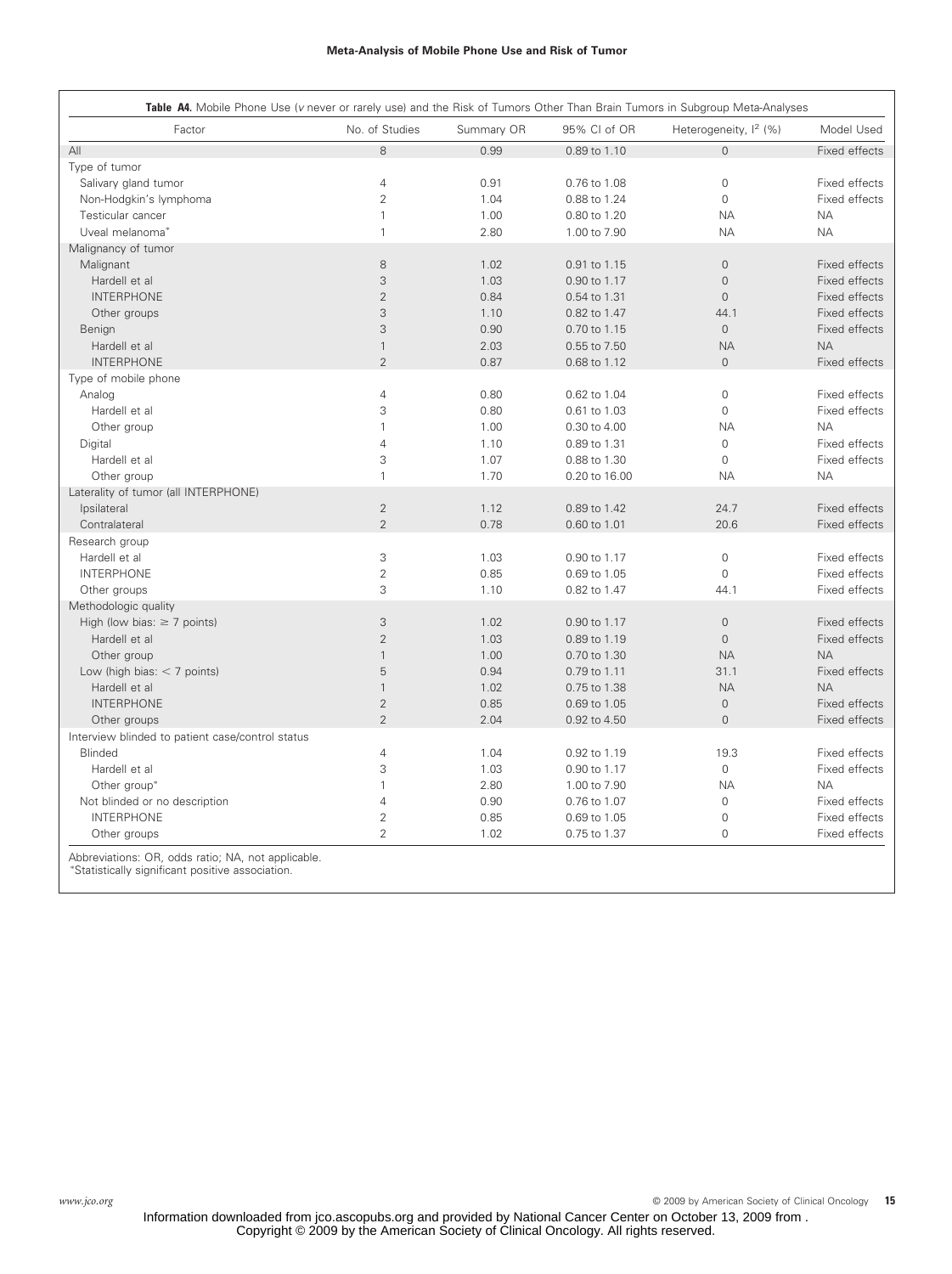**Table A4.** Mobile Phone Use (*v* never or rarely use) and the Risk of Tumors Other Than Brain Tumors in Subgroup Meta-Analyses

| Factor | No. of Studies | Summary OR | 95% CI of OR | Heterogeneity, $I^2$ (%) | Model Used |
|---|---|---|---|---|---|
| All | 8 | 0.99 | 0.89 to 1.10 | 0 | Fixed effects |
| Type of tumor | | | | | |
| Salivary gland tumor | 4 | 0.91 | 0.76 to 1.08 | 0 | Fixed effects |
| Non-Hodgkin's lymphoma | 2 | 1.04 | 0.88 to 1.24 | 0 | Fixed effects |
| Testicular cancer | 1 | 1.00 | 0.80 to 1.20 | NA | NA |
| Uveal melanoma* | 1 | 2.80 | 1.00 to 7.90 | NA | NA |
| Malignancy of tumor | | | | | |
| Malignant | 8 | 1.02 | 0.91 to 1.15 | 0 | Fixed effects |
| Hardell et al | 3 | 1.03 | 0.90 to 1.17 | 0 | Fixed effects |
| INTERPHONE | 2 | 0.84 | 0.54 to 1.31 | 0 | Fixed effects |
| Other groups | 3 | 1.10 | 0.82 to 1.47 | 44.1 | Fixed effects |
| Benign | 3 | 0.90 | 0.70 to 1.15 | 0 | Fixed effects |
| Hardell et al | 1 | 2.03 | 0.55 to 7.50 | NA | NA |
| INTERPHONE | 2 | 0.87 | 0.68 to 1.12 | 0 | Fixed effects |
| Type of mobile phone | | | | | |
| Analog | 4 | 0.80 | 0.62 to 1.04 | 0 | Fixed effects |
| Hardell et al | 3 | 0.80 | 0.61 to 1.03 | 0 | Fixed effects |
| Other group | 1 | 1.00 | 0.30 to 4.00 | NA | NA |
| Digital | 4 | 1.10 | 0.89 to 1.31 | 0 | Fixed effects |
| Hardell et al | 3 | 1.07 | 0.88 to 1.30 | 0 | Fixed effects |
| Other group | 1 | 1.70 | 0.20 to 16.00 | NA | NA |
| Laterality of tumor (all INTERPHONE) | | | | | |
| Ipsilateral | 2 | 1.12 | 0.89 to 1.42 | 24.7 | Fixed effects |
| Contralateral | 2 | 0.78 | 0.60 to 1.01 | 20.6 | Fixed effects |
| Research group | | | | | |
| Hardell et al | 3 | 1.03 | 0.90 to 1.17 | 0 | Fixed effects |
| INTERPHONE | 2 | 0.85 | 0.69 to 1.05 | 0 | Fixed effects |
| Other groups | 3 | 1.10 | 0.82 to 1.47 | 44.1 | Fixed effects |
| Methodologic quality | | | | | |
| High (low bias: ≥ 7 points) | 3 | 1.02 | 0.90 to 1.17 | 0 | Fixed effects |
| Hardell et al | 2 | 1.03 | 0.89 to 1.19 | 0 | Fixed effects |
| Other group | 1 | 1.00 | 0.70 to 1.30 | NA | NA |
| Low (high bias: < 7 points) | 5 | 0.94 | 0.79 to 1.11 | 31.1 | Fixed effects |
| Hardell et al | 1 | 1.02 | 0.75 to 1.38 | NA | NA |
| INTERPHONE | 2 | 0.85 | 0.69 to 1.05 | 0 | Fixed effects |
| Other groups | 2 | 2.04 | 0.92 to 4.50 | 0 | Fixed effects |
| Interview blinded to patient case/control status | | | | | |
| Blinded | 4 | 1.04 | 0.92 to 1.19 | 19.3 | Fixed effects |
| Hardell et al | 3 | 1.03 | 0.90 to 1.17 | 0 | Fixed effects |
| Other group* | 1 | 2.80 | 1.00 to 7.90 | NA | NA |
| Not blinded or no description | 4 | 0.90 | 0.76 to 1.07 | 0 | Fixed effects |
| INTERPHONE | 2 | 0.85 | 0.69 to 1.05 | 0 | Fixed effects |
| Other groups | 2 | 1.02 | 0.75 to 1.37 | 0 | Fixed effects |

Abbreviations: OR, odds ratio; NA, not applicable.
*Statistically significant positive association.